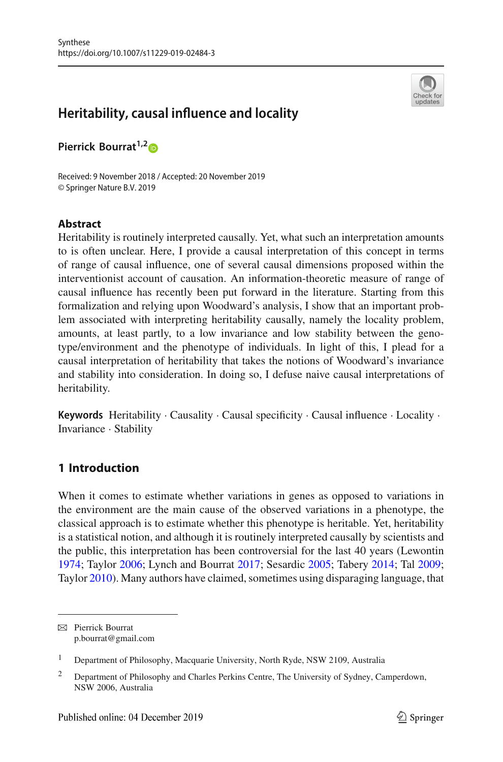Synthese
https://doi.org/10.1007/s11229-019-02484-3

# Heritability, causal influence and locality

**Pierrick Bourrat**[1,2]

Received: 9 November 2018 / Accepted: 20 November 2019
© Springer Nature B.V. 2019

## Abstract

Heritability is routinely interpreted causally. Yet, what such an interpretation amounts to is often unclear. Here, I provide a causal interpretation of this concept in terms of range of causal influence, one of several causal dimensions proposed within the interventionist account of causation. An information-theoretic measure of range of causal influence has recently been put forward in the literature. Starting from this formalization and relying upon Woodward's analysis, I show that an important problem associated with interpreting heritability causally, namely the locality problem, amounts, at least partly, to a low invariance and low stability between the genotype/environment and the phenotype of individuals. In light of this, I plead for a causal interpretation of heritability that takes the notions of Woodward's invariance and stability into consideration. In doing so, I defuse naive causal interpretations of heritability.

**Keywords** Heritability · Causality · Causal specificity · Causal influence · Locality · Invariance · Stability

## 1 Introduction

When it comes to estimate whether variations in genes as opposed to variations in the environment are the main cause of the observed variations in a phenotype, the classical approach is to estimate whether this phenotype is heritable. Yet, heritability is a statistical notion, and although it is routinely interpreted causally by scientists and the public, this interpretation has been controversial for the last 40 years (Lewontin 1974; Taylor 2006; Lynch and Bourrat 2017; Sesardic 2005; Tabery 2014; Tal 2009; Taylor 2010). Many authors have claimed, sometimes using disparaging language, that

---

✉ Pierrick Bourrat
p.bourrat@gmail.com

1 Department of Philosophy, Macquarie University, North Ryde, NSW 2109, Australia

2 Department of Philosophy and Charles Perkins Centre, The University of Sydney, Camperdown, NSW 2006, Australia

Published online: 04 December 2019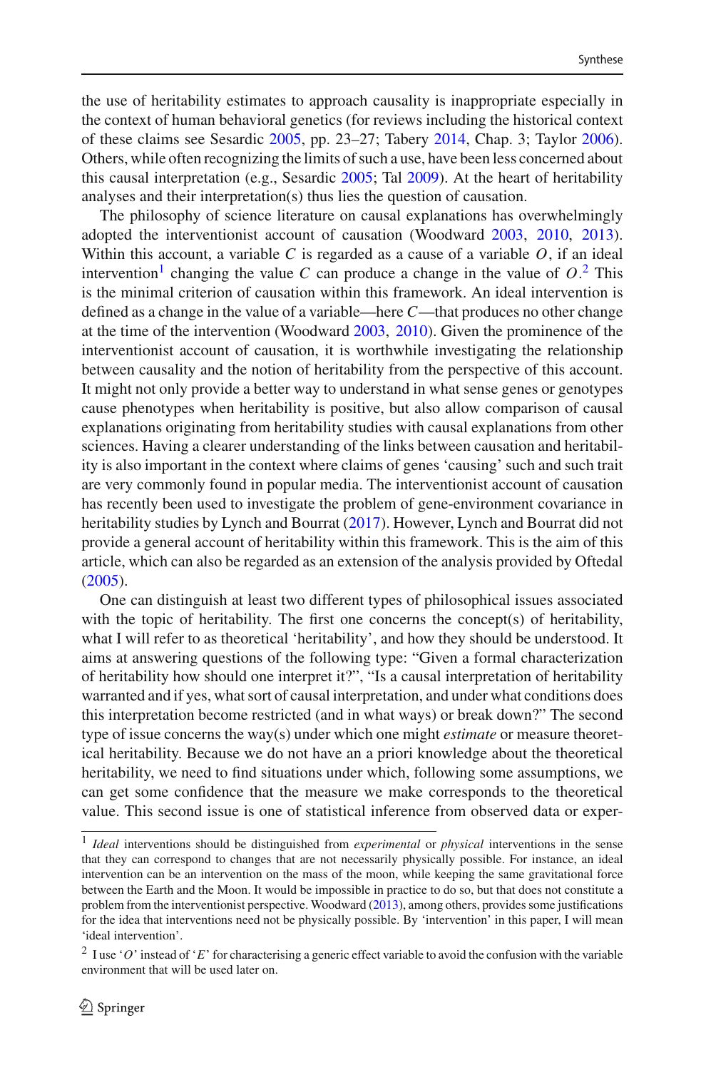the use of heritability estimates to approach causality is inappropriate especially in the context of human behavioral genetics (for reviews including the historical context of these claims see Sesardic 2005, pp. 23–27; Tabery 2014, Chap. 3; Taylor 2006). Others, while often recognizing the limits of such a use, have been less concerned about this causal interpretation (e.g., Sesardic 2005; Tal 2009). At the heart of heritability analyses and their interpretation(s) thus lies the question of causation.

The philosophy of science literature on causal explanations has overwhelmingly adopted the interventionist account of causation (Woodward 2003, 2010, 2013). Within this account, a variable $C$ is regarded as a cause of a variable $O$, if an ideal intervention[1] changing the value $C$ can produce a change in the value of $O$.[2] This is the minimal criterion of causation within this framework. An ideal intervention is defined as a change in the value of a variable—here $C$—that produces no other change at the time of the intervention (Woodward 2003, 2010). Given the prominence of the interventionist account of causation, it is worthwhile investigating the relationship between causality and the notion of heritability from the perspective of this account. It might not only provide a better way to understand in what sense genes or genotypes cause phenotypes when heritability is positive, but also allow comparison of causal explanations originating from heritability studies with causal explanations from other sciences. Having a clearer understanding of the links between causation and heritability is also important in the context where claims of genes 'causing' such and such trait are very commonly found in popular media. The interventionist account of causation has recently been used to investigate the problem of gene-environment covariance in heritability studies by Lynch and Bourrat (2017). However, Lynch and Bourrat did not provide a general account of heritability within this framework. This is the aim of this article, which can also be regarded as an extension of the analysis provided by Oftedal (2005).

One can distinguish at least two different types of philosophical issues associated with the topic of heritability. The first one concerns the concept(s) of heritability, what I will refer to as theoretical 'heritability', and how they should be understood. It aims at answering questions of the following type: "Given a formal characterization of heritability how should one interpret it?", "Is a causal interpretation of heritability warranted and if yes, what sort of causal interpretation, and under what conditions does this interpretation become restricted (and in what ways) or break down?" The second type of issue concerns the way(s) under which one might *estimate* or measure theoretical heritability. Because we do not have an a priori knowledge about the theoretical heritability, we need to find situations under which, following some assumptions, we can get some confidence that the measure we make corresponds to the theoretical value. This second issue is one of statistical inference from observed data or exper-

---

[1] *Ideal* interventions should be distinguished from *experimental* or *physical* interventions in the sense that they can correspond to changes that are not necessarily physically possible. For instance, an ideal intervention can be an intervention on the mass of the moon, while keeping the same gravitational force between the Earth and the Moon. It would be impossible in practice to do so, but that does not constitute a problem from the interventionist perspective. Woodward (2013), among others, provides some justifications for the idea that interventions need not be physically possible. By 'intervention' in this paper, I will mean 'ideal intervention'.

[2] I use '$O$' instead of '$E$' for characterising a generic effect variable to avoid the confusion with the variable environment that will be used later on.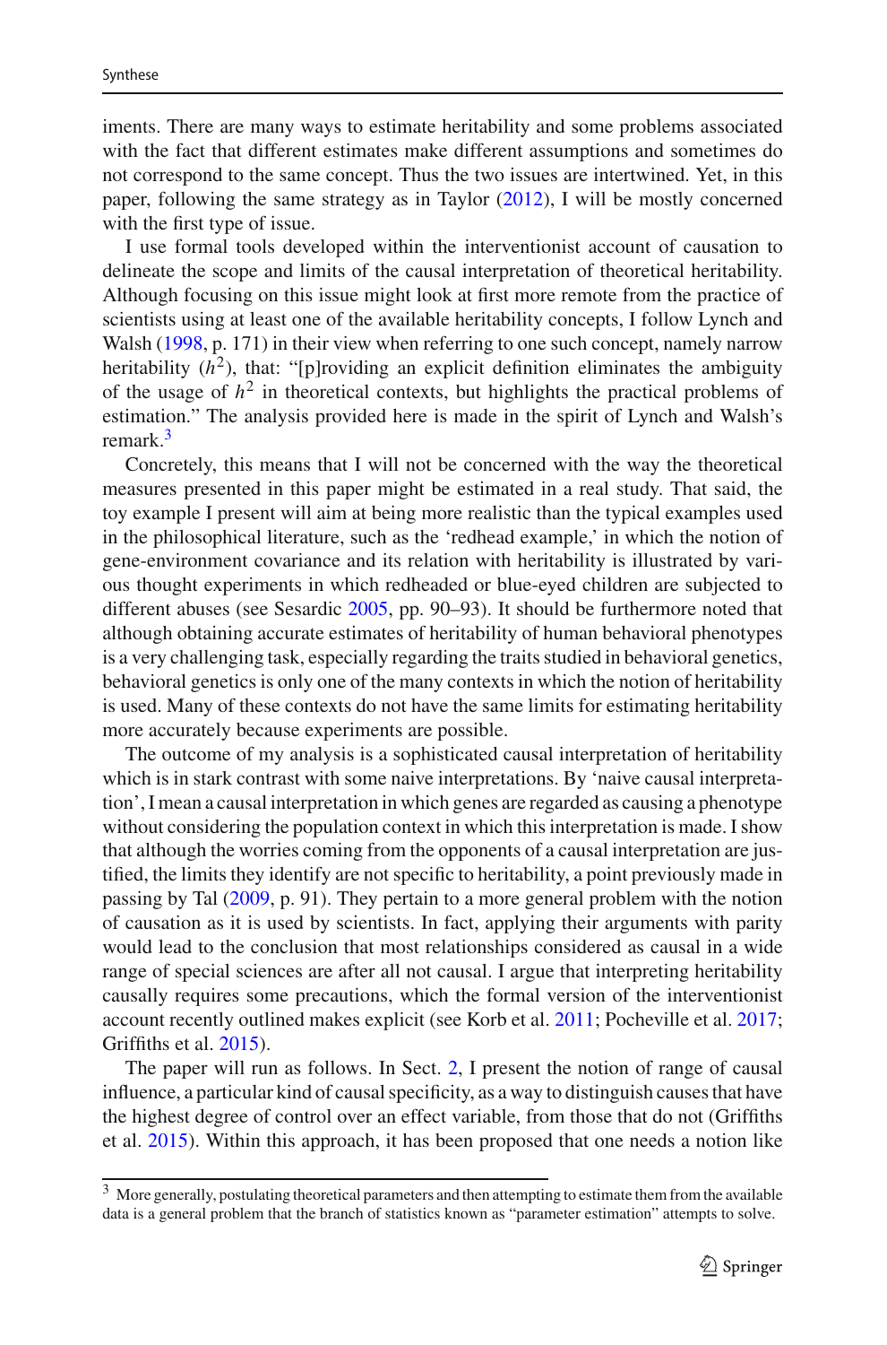iments. There are many ways to estimate heritability and some problems associated with the fact that different estimates make different assumptions and sometimes do not correspond to the same concept. Thus the two issues are intertwined. Yet, in this paper, following the same strategy as in Taylor (2012), I will be mostly concerned with the first type of issue.

I use formal tools developed within the interventionist account of causation to delineate the scope and limits of the causal interpretation of theoretical heritability. Although focusing on this issue might look at first more remote from the practice of scientists using at least one of the available heritability concepts, I follow Lynch and Walsh (1998, p. 171) in their view when referring to one such concept, namely narrow heritability ($h^2$), that: "[p]roviding an explicit definition eliminates the ambiguity of the usage of $h^2$ in theoretical contexts, but highlights the practical problems of estimation." The analysis provided here is made in the spirit of Lynch and Walsh's remark.[3]

Concretely, this means that I will not be concerned with the way the theoretical measures presented in this paper might be estimated in a real study. That said, the toy example I present will aim at being more realistic than the typical examples used in the philosophical literature, such as the 'redhead example,' in which the notion of gene-environment covariance and its relation with heritability is illustrated by various thought experiments in which redheaded or blue-eyed children are subjected to different abuses (see Sesardic 2005, pp. 90–93). It should be furthermore noted that although obtaining accurate estimates of heritability of human behavioral phenotypes is a very challenging task, especially regarding the traits studied in behavioral genetics, behavioral genetics is only one of the many contexts in which the notion of heritability is used. Many of these contexts do not have the same limits for estimating heritability more accurately because experiments are possible.

The outcome of my analysis is a sophisticated causal interpretation of heritability which is in stark contrast with some naive interpretations. By 'naive causal interpretation', I mean a causal interpretation in which genes are regarded as causing a phenotype without considering the population context in which this interpretation is made. I show that although the worries coming from the opponents of a causal interpretation are justified, the limits they identify are not specific to heritability, a point previously made in passing by Tal (2009, p. 91). They pertain to a more general problem with the notion of causation as it is used by scientists. In fact, applying their arguments with parity would lead to the conclusion that most relationships considered as causal in a wide range of special sciences are after all not causal. I argue that interpreting heritability causally requires some precautions, which the formal version of the interventionist account recently outlined makes explicit (see Korb et al. 2011; Pocheville et al. 2017; Griffiths et al. 2015).

The paper will run as follows. In Sect. 2, I present the notion of range of causal influence, a particular kind of causal specificity, as a way to distinguish causes that have the highest degree of control over an effect variable, from those that do not (Griffiths et al. 2015). Within this approach, it has been proposed that one needs a notion like

[3] More generally, postulating theoretical parameters and then attempting to estimate them from the available data is a general problem that the branch of statistics known as "parameter estimation" attempts to solve.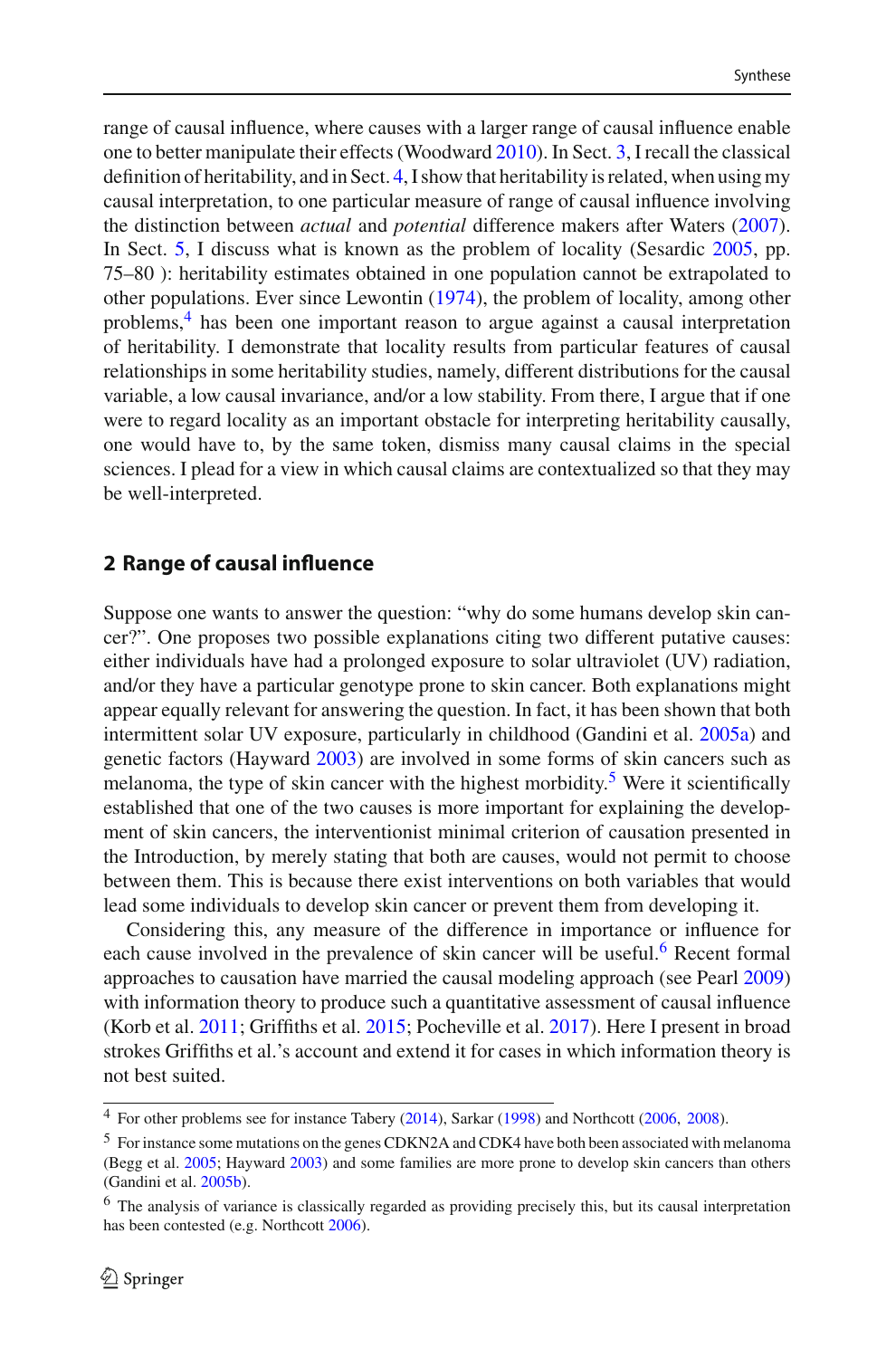range of causal influence, where causes with a larger range of causal influence enable one to better manipulate their effects (Woodward 2010). In Sect. 3, I recall the classical definition of heritability, and in Sect. 4, I show that heritability is related, when using my causal interpretation, to one particular measure of range of causal influence involving the distinction between *actual* and *potential* difference makers after Waters (2007). In Sect. 5, I discuss what is known as the problem of locality (Sesardic 2005, pp. 75–80 ): heritability estimates obtained in one population cannot be extrapolated to other populations. Ever since Lewontin (1974), the problem of locality, among other problems,[4] has been one important reason to argue against a causal interpretation of heritability. I demonstrate that locality results from particular features of causal relationships in some heritability studies, namely, different distributions for the causal variable, a low causal invariance, and/or a low stability. From there, I argue that if one were to regard locality as an important obstacle for interpreting heritability causally, one would have to, by the same token, dismiss many causal claims in the special sciences. I plead for a view in which causal claims are contextualized so that they may be well-interpreted.

## 2 Range of causal influence

Suppose one wants to answer the question: "why do some humans develop skin cancer?". One proposes two possible explanations citing two different putative causes: either individuals have had a prolonged exposure to solar ultraviolet (UV) radiation, and/or they have a particular genotype prone to skin cancer. Both explanations might appear equally relevant for answering the question. In fact, it has been shown that both intermittent solar UV exposure, particularly in childhood (Gandini et al. 2005a) and genetic factors (Hayward 2003) are involved in some forms of skin cancers such as melanoma, the type of skin cancer with the highest morbidity.[5] Were it scientifically established that one of the two causes is more important for explaining the development of skin cancers, the interventionist minimal criterion of causation presented in the Introduction, by merely stating that both are causes, would not permit to choose between them. This is because there exist interventions on both variables that would lead some individuals to develop skin cancer or prevent them from developing it.

Considering this, any measure of the difference in importance or influence for each cause involved in the prevalence of skin cancer will be useful.[6] Recent formal approaches to causation have married the causal modeling approach (see Pearl 2009) with information theory to produce such a quantitative assessment of causal influence (Korb et al. 2011; Griffiths et al. 2015; Pocheville et al. 2017). Here I present in broad strokes Griffiths et al.'s account and extend it for cases in which information theory is not best suited.

[4] For other problems see for instance Tabery (2014), Sarkar (1998) and Northcott (2006, 2008).

[5] For instance some mutations on the genes CDKN2A and CDK4 have both been associated with melanoma (Begg et al. 2005; Hayward 2003) and some families are more prone to develop skin cancers than others (Gandini et al. 2005b).

[6] The analysis of variance is classically regarded as providing precisely this, but its causal interpretation has been contested (e.g. Northcott 2006).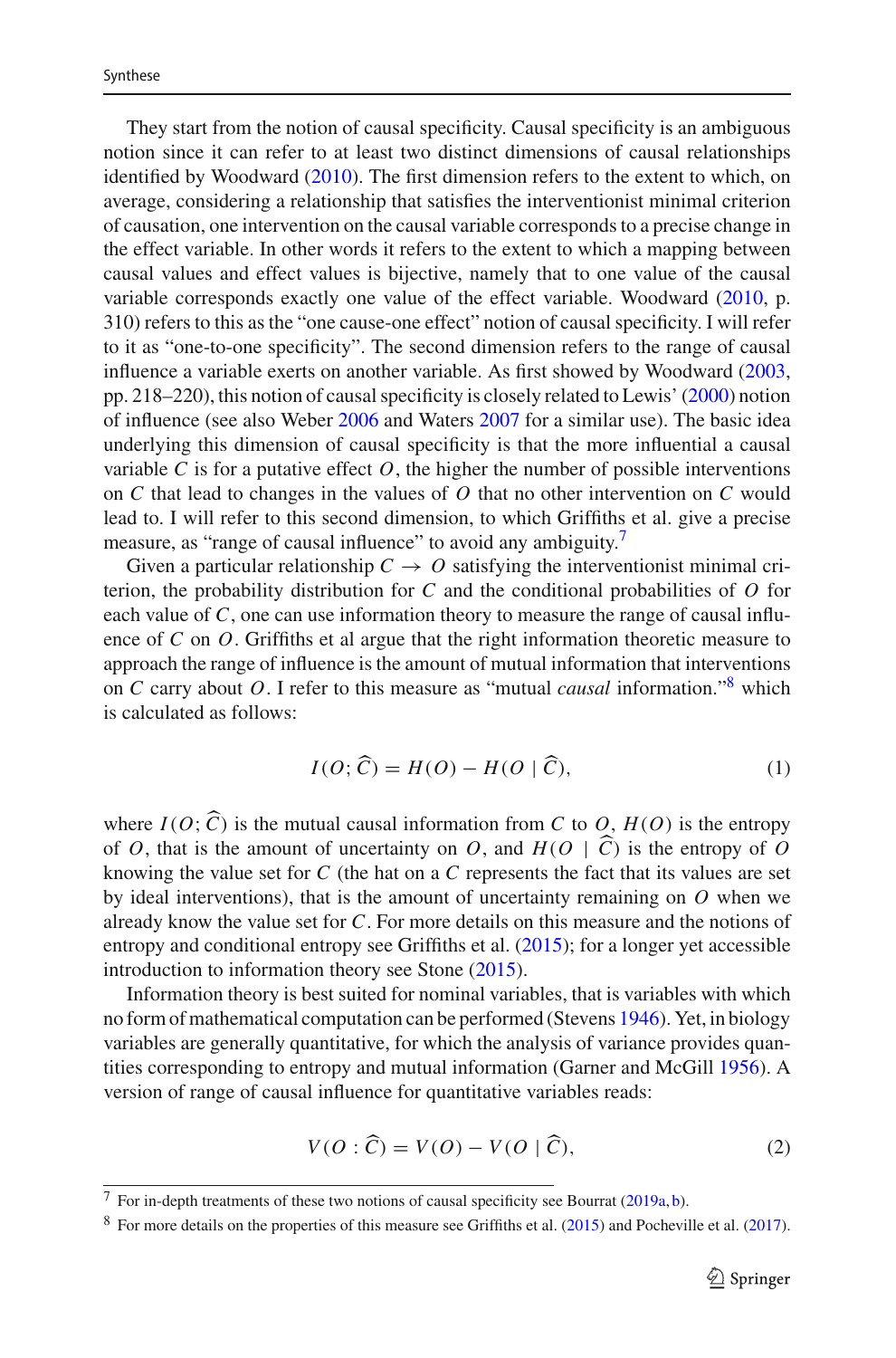They start from the notion of causal specificity. Causal specificity is an ambiguous notion since it can refer to at least two distinct dimensions of causal relationships identified by Woodward (2010). The first dimension refers to the extent to which, on average, considering a relationship that satisfies the interventionist minimal criterion of causation, one intervention on the causal variable corresponds to a precise change in the effect variable. In other words it refers to the extent to which a mapping between causal values and effect values is bijective, namely that to one value of the causal variable corresponds exactly one value of the effect variable. Woodward (2010, p. 310) refers to this as the "one cause-one effect" notion of causal specificity. I will refer to it as "one-to-one specificity". The second dimension refers to the range of causal influence a variable exerts on another variable. As first showed by Woodward (2003, pp. 218–220), this notion of causal specificity is closely related to Lewis' (2000) notion of influence (see also Weber 2006 and Waters 2007 for a similar use). The basic idea underlying this dimension of causal specificity is that the more influential a causal variable $C$ is for a putative effect $O$, the higher the number of possible interventions on $C$ that lead to changes in the values of $O$ that no other intervention on $C$ would lead to. I will refer to this second dimension, to which Griffiths et al. give a precise measure, as "range of causal influence" to avoid any ambiguity.[7]

Given a particular relationship $C \rightarrow O$ satisfying the interventionist minimal criterion, the probability distribution for $C$ and the conditional probabilities of $O$ for each value of $C$, one can use information theory to measure the range of causal influence of $C$ on $O$. Griffiths et al argue that the right information theoretic measure to approach the range of influence is the amount of mutual information that interventions on $C$ carry about $O$. I refer to this measure as "mutual *causal* information."[8] which is calculated as follows:

$$I(O; \widehat{C}) = H(O) - H(O \mid \widehat{C}), \tag{1}$$

where $I(O; \widehat{C})$ is the mutual causal information from $C$ to $O$, $H(O)$ is the entropy of $O$, that is the amount of uncertainty on $O$, and $H(O \mid \widehat{C})$ is the entropy of $O$ knowing the value set for $C$ (the hat on a $C$ represents the fact that its values are set by ideal interventions), that is the amount of uncertainty remaining on $O$ when we already know the value set for $C$. For more details on this measure and the notions of entropy and conditional entropy see Griffiths et al. (2015); for a longer yet accessible introduction to information theory see Stone (2015).

Information theory is best suited for nominal variables, that is variables with which no form of mathematical computation can be performed (Stevens 1946). Yet, in biology variables are generally quantitative, for which the analysis of variance provides quantities corresponding to entropy and mutual information (Garner and McGill 1956). A version of range of causal influence for quantitative variables reads:

$$V(O : \widehat{C}) = V(O) - V(O \mid \widehat{C}), \tag{2}$$

[7] For in-depth treatments of these two notions of causal specificity see Bourrat (2019a, b).

[8] For more details on the properties of this measure see Griffiths et al. (2015) and Pocheville et al. (2017).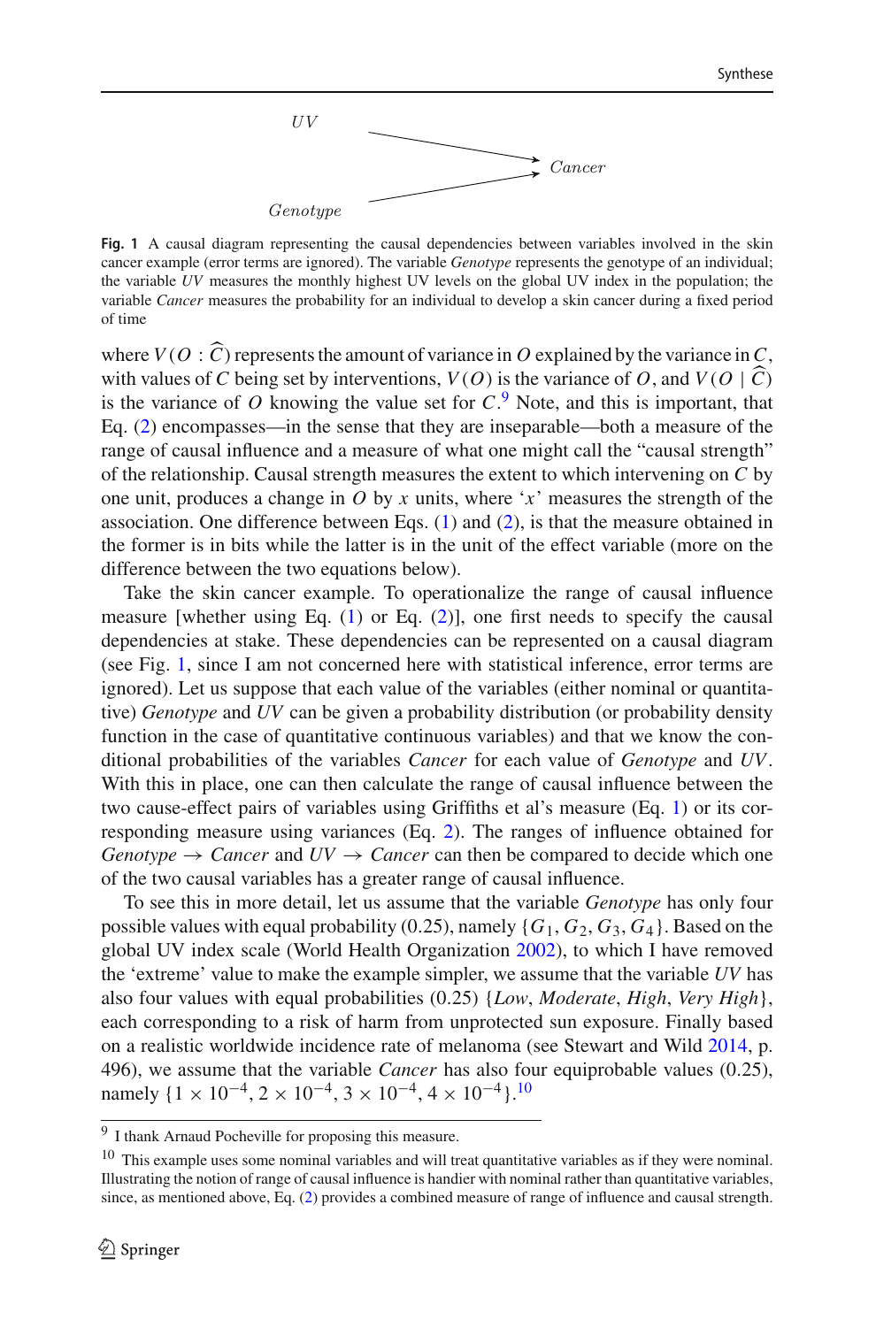Fig. 1 A causal diagram representing the causal dependencies between variables involved in the skin cancer example (error terms are ignored). The variable *Genotype* represents the genotype of an individual; the variable *UV* measures the monthly highest UV levels on the global UV index in the population; the variable *Cancer* measures the probability for an individual to develop a skin cancer during a fixed period of time

where $V(O : \widehat{C})$ represents the amount of variance in $O$ explained by the variance in $C$, with values of $C$ being set by interventions, $V(O)$ is the variance of $O$, and $V(O \mid \widehat{C})$ is the variance of $O$ knowing the value set for $C$.[9] Note, and this is important, that Eq. (2) encompasses—in the sense that they are inseparable—both a measure of the range of causal influence and a measure of what one might call the "causal strength" of the relationship. Causal strength measures the extent to which intervening on $C$ by one unit, produces a change in $O$ by $x$ units, where '$x$' measures the strength of the association. One difference between Eqs. (1) and (2), is that the measure obtained in the former is in bits while the latter is in the unit of the effect variable (more on the difference between the two equations below).

Take the skin cancer example. To operationalize the range of causal influence measure [whether using Eq. (1) or Eq. (2)], one first needs to specify the causal dependencies at stake. These dependencies can be represented on a causal diagram (see Fig. 1, since I am not concerned here with statistical inference, error terms are ignored). Let us suppose that each value of the variables (either nominal or quantitative) *Genotype* and *UV* can be given a probability distribution (or probability density function in the case of quantitative continuous variables) and that we know the conditional probabilities of the variables *Cancer* for each value of *Genotype* and *UV*. With this in place, one can then calculate the range of causal influence between the two cause-effect pairs of variables using Griffiths et al's measure (Eq. 1) or its corresponding measure using variances (Eq. 2). The ranges of influence obtained for *Genotype* → *Cancer* and *UV* → *Cancer* can then be compared to decide which one of the two causal variables has a greater range of causal influence.

To see this in more detail, let us assume that the variable *Genotype* has only four possible values with equal probability (0.25), namely $\{G_1, G_2, G_3, G_4\}$. Based on the global UV index scale (World Health Organization 2002), to which I have removed the 'extreme' value to make the example simpler, we assume that the variable *UV* has also four values with equal probabilities (0.25) {*Low*, *Moderate*, *High*, *Very High*}, each corresponding to a risk of harm from unprotected sun exposure. Finally based on a realistic worldwide incidence rate of melanoma (see Stewart and Wild 2014, p. 496), we assume that the variable *Cancer* has also four equiprobable values (0.25), namely $\{1 \times 10^{-4}, 2 \times 10^{-4}, 3 \times 10^{-4}, 4 \times 10^{-4}\}$.[10]

[9] I thank Arnaud Pocheville for proposing this measure.

[10] This example uses some nominal variables and will treat quantitative variables as if they were nominal. Illustrating the notion of range of causal influence is handier with nominal rather than quantitative variables, since, as mentioned above, Eq. (2) provides a combined measure of range of influence and causal strength.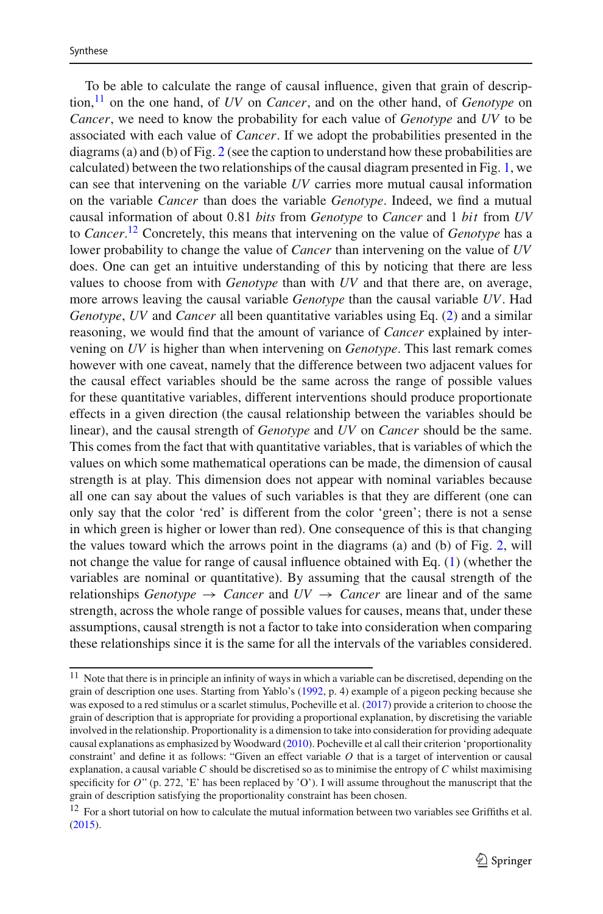To be able to calculate the range of causal influence, given that grain of description,[11] on the one hand, of *UV* on *Cancer*, and on the other hand, of *Genotype* on *Cancer*, we need to know the probability for each value of *Genotype* and *UV* to be associated with each value of *Cancer*. If we adopt the probabilities presented in the diagrams (a) and (b) of Fig. 2 (see the caption to understand how these probabilities are calculated) between the two relationships of the causal diagram presented in Fig. 1, we can see that intervening on the variable *UV* carries more mutual causal information on the variable *Cancer* than does the variable *Genotype*. Indeed, we find a mutual causal information of about 0.81 *bits* from *Genotype* to *Cancer* and 1 *bit* from *UV* to *Cancer*.[12] Concretely, this means that intervening on the value of *Genotype* has a lower probability to change the value of *Cancer* than intervening on the value of *UV* does. One can get an intuitive understanding of this by noticing that there are less values to choose from with *Genotype* than with *UV* and that there are, on average, more arrows leaving the causal variable *Genotype* than the causal variable *UV*. Had *Genotype*, *UV* and *Cancer* all been quantitative variables using Eq. (2) and a similar reasoning, we would find that the amount of variance of *Cancer* explained by intervening on *UV* is higher than when intervening on *Genotype*. This last remark comes however with one caveat, namely that the difference between two adjacent values for the causal effect variables should be the same across the range of possible values for these quantitative variables, different interventions should produce proportionate effects in a given direction (the causal relationship between the variables should be linear), and the causal strength of *Genotype* and *UV* on *Cancer* should be the same. This comes from the fact that with quantitative variables, that is variables of which the values on which some mathematical operations can be made, the dimension of causal strength is at play. This dimension does not appear with nominal variables because all one can say about the values of such variables is that they are different (one can only say that the color 'red' is different from the color 'green'; there is not a sense in which green is higher or lower than red). One consequence of this is that changing the values toward which the arrows point in the diagrams (a) and (b) of Fig. 2, will not change the value for range of causal influence obtained with Eq. (1) (whether the variables are nominal or quantitative). By assuming that the causal strength of the relationships *Genotype* $\rightarrow$ *Cancer* and *UV* $\rightarrow$ *Cancer* are linear and of the same strength, across the whole range of possible values for causes, means that, under these assumptions, causal strength is not a factor to take into consideration when comparing these relationships since it is the same for all the intervals of the variables considered.

---

[11] Note that there is in principle an infinity of ways in which a variable can be discretised, depending on the grain of description one uses. Starting from Yablo's (1992, p. 4) example of a pigeon pecking because she was exposed to a red stimulus or a scarlet stimulus, Pocheville et al. (2017) provide a criterion to choose the grain of description that is appropriate for providing a proportional explanation, by discretising the variable involved in the relationship. Proportionality is a dimension to take into consideration for providing adequate causal explanations as emphasized by Woodward (2010). Pocheville et al call their criterion 'proportionality constraint' and define it as follows: "Given an effect variable *O* that is a target of intervention or causal explanation, a causal variable *C* should be discretised so as to minimise the entropy of *C* whilst maximising specificity for *O*" (p. 272, 'E' has been replaced by 'O'). I will assume throughout the manuscript that the grain of description satisfying the proportionality constraint has been chosen.

[12] For a short tutorial on how to calculate the mutual information between two variables see Griffiths et al. (2015).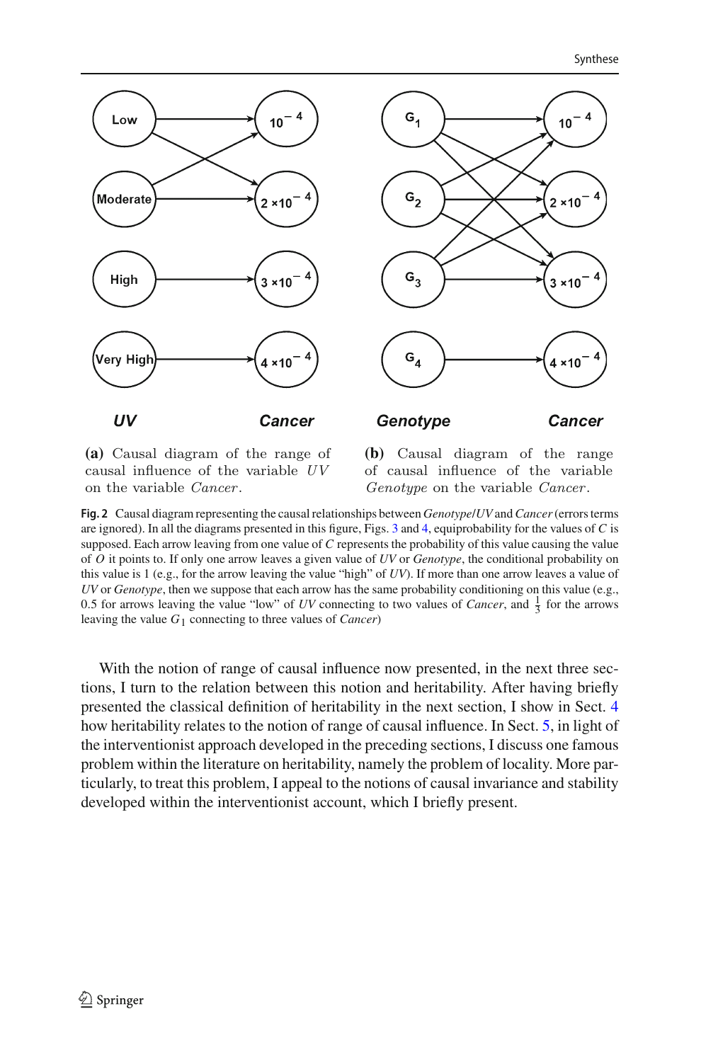(a) Causal diagram of the range of causal influence of the variable $UV$ on the variable *Cancer*.

(b) Causal diagram of the range of causal influence of the variable *Genotype* on the variable *Cancer*.

**Fig. 2** Causal diagram representing the causal relationships between *Genotype*/*UV* and *Cancer* (errors terms are ignored). In all the diagrams presented in this figure, Figs. 3 and 4, equiprobability for the values of $C$ is supposed. Each arrow leaving from one value of $C$ represents the probability of this value causing the value of $O$ it points to. If only one arrow leaves a given value of $UV$ or *Genotype*, the conditional probability on this value is 1 (e.g., for the arrow leaving the value "high" of $UV$). If more than one arrow leaves a value of $UV$ or *Genotype*, then we suppose that each arrow has the same probability conditioning on this value (e.g., 0.5 for arrows leaving the value "low" of $UV$ connecting to two values of *Cancer*, and $\frac{1}{3}$ for the arrows leaving the value $G_1$ connecting to three values of *Cancer*)

With the notion of range of causal influence now presented, in the next three sections, I turn to the relation between this notion and heritability. After having briefly presented the classical definition of heritability in the next section, I show in Sect. 4 how heritability relates to the notion of range of causal influence. In Sect. 5, in light of the interventionist approach developed in the preceding sections, I discuss one famous problem within the literature on heritability, namely the problem of locality. More particularly, to treat this problem, I appeal to the notions of causal invariance and stability developed within the interventionist account, which I briefly present.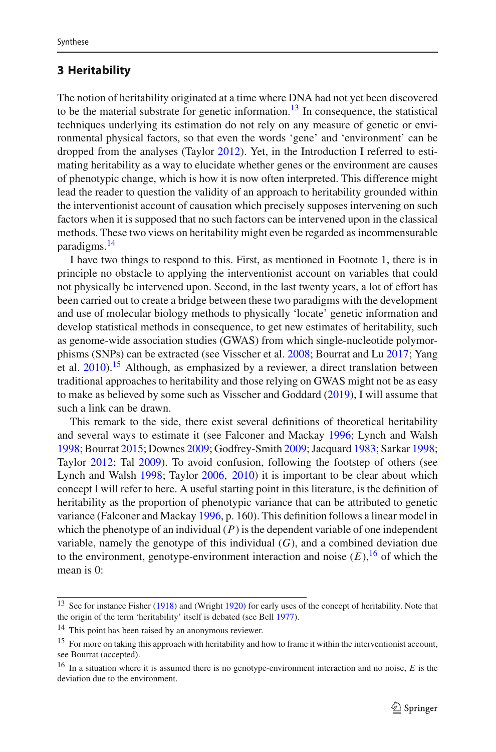## 3 Heritability

The notion of heritability originated at a time where DNA had not yet been discovered to be the material substrate for genetic information.[13] In consequence, the statistical techniques underlying its estimation do not rely on any measure of genetic or environmental physical factors, so that even the words 'gene' and 'environment' can be dropped from the analyses (Taylor 2012). Yet, in the Introduction I referred to estimating heritability as a way to elucidate whether genes or the environment are causes of phenotypic change, which is how it is now often interpreted. This difference might lead the reader to question the validity of an approach to heritability grounded within the interventionist account of causation which precisely supposes intervening on such factors when it is supposed that no such factors can be intervened upon in the classical methods. These two views on heritability might even be regarded as incommensurable paradigms.[14]

I have two things to respond to this. First, as mentioned in Footnote 1, there is in principle no obstacle to applying the interventionist account on variables that could not physically be intervened upon. Second, in the last twenty years, a lot of effort has been carried out to create a bridge between these two paradigms with the development and use of molecular biology methods to physically 'locate' genetic information and develop statistical methods in consequence, to get new estimates of heritability, such as genome-wide association studies (GWAS) from which single-nucleotide polymorphisms (SNPs) can be extracted (see Visscher et al. 2008; Bourrat and Lu 2017; Yang et al. 2010).[15] Although, as emphasized by a reviewer, a direct translation between traditional approaches to heritability and those relying on GWAS might not be as easy to make as believed by some such as Visscher and Goddard (2019), I will assume that such a link can be drawn.

This remark to the side, there exist several definitions of theoretical heritability and several ways to estimate it (see Falconer and Mackay 1996; Lynch and Walsh 1998; Bourrat 2015; Downes 2009; Godfrey-Smith 2009; Jacquard 1983; Sarkar 1998; Taylor 2012; Tal 2009). To avoid confusion, following the footstep of others (see Lynch and Walsh 1998; Taylor 2006, 2010) it is important to be clear about which concept I will refer to here. A useful starting point in this literature, is the definition of heritability as the proportion of phenotypic variance that can be attributed to genetic variance (Falconer and Mackay 1996, p. 160). This definition follows a linear model in which the phenotype of an individual ($P$) is the dependent variable of one independent variable, namely the genotype of this individual ($G$), and a combined deviation due to the environment, genotype-environment interaction and noise ($E$),[16] of which the mean is 0:

---

[13] See for instance Fisher (1918) and (Wright 1920) for early uses of the concept of heritability. Note that the origin of the term 'heritability' itself is debated (see Bell 1977).

[14] This point has been raised by an anonymous reviewer.

[15] For more on taking this approach with heritability and how to frame it within the interventionist account, see Bourrat (accepted).

[16] In a situation where it is assumed there is no genotype-environment interaction and no noise, $E$ is the deviation due to the environment.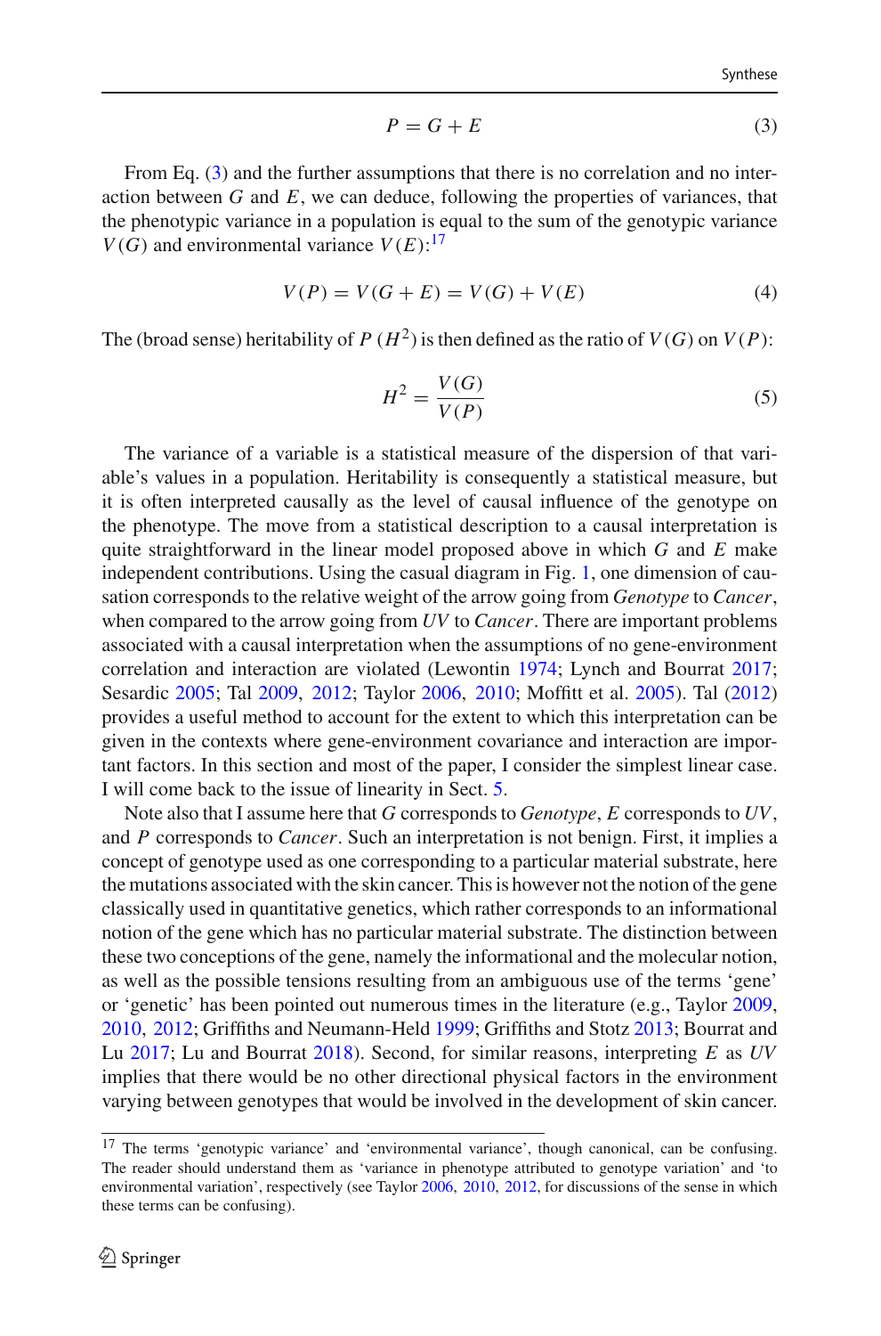$$P = G + E \quad (3)$$

From Eq. (3) and the further assumptions that there is no correlation and no interaction between $G$ and $E$, we can deduce, following the properties of variances, that the phenotypic variance in a population is equal to the sum of the genotypic variance $V(G)$ and environmental variance $V(E)$:[17]

$$V(P) = V(G + E) = V(G) + V(E) \quad (4)$$

The (broad sense) heritability of $P$ ($H^2$) is then defined as the ratio of $V(G)$ on $V(P)$:

$$H^2 = \frac{V(G)}{V(P)} \quad (5)$$

The variance of a variable is a statistical measure of the dispersion of that variable's values in a population. Heritability is consequently a statistical measure, but it is often interpreted causally as the level of causal influence of the genotype on the phenotype. The move from a statistical description to a causal interpretation is quite straightforward in the linear model proposed above in which $G$ and $E$ make independent contributions. Using the casual diagram in Fig. 1, one dimension of causation corresponds to the relative weight of the arrow going from *Genotype* to *Cancer*, when compared to the arrow going from *UV* to *Cancer*. There are important problems associated with a causal interpretation when the assumptions of no gene-environment correlation and interaction are violated (Lewontin 1974; Lynch and Bourrat 2017; Sesardic 2005; Tal 2009, 2012; Taylor 2006, 2010; Moffitt et al. 2005). Tal (2012) provides a useful method to account for the extent to which this interpretation can be given in the contexts where gene-environment covariance and interaction are important factors. In this section and most of the paper, I consider the simplest linear case. I will come back to the issue of linearity in Sect. 5.

Note also that I assume here that $G$ corresponds to *Genotype*, $E$ corresponds to *UV*, and $P$ corresponds to *Cancer*. Such an interpretation is not benign. First, it implies a concept of genotype used as one corresponding to a particular material substrate, here the mutations associated with the skin cancer. This is however not the notion of the gene classically used in quantitative genetics, which rather corresponds to an informational notion of the gene which has no particular material substrate. The distinction between these two conceptions of the gene, namely the informational and the molecular notion, as well as the possible tensions resulting from an ambiguous use of the terms 'gene' or 'genetic' has been pointed out numerous times in the literature (e.g., Taylor 2009, 2010, 2012; Griffiths and Neumann-Held 1999; Griffiths and Stotz 2013; Bourrat and Lu 2017; Lu and Bourrat 2018). Second, for similar reasons, interpreting $E$ as *UV* implies that there would be no other directional physical factors in the environment varying between genotypes that would be involved in the development of skin cancer.

[17] The terms 'genotypic variance' and 'environmental variance', though canonical, can be confusing. The reader should understand them as 'variance in phenotype attributed to genotype variation' and 'to environmental variation', respectively (see Taylor 2006, 2010, 2012, for discussions of the sense in which these terms can be confusing).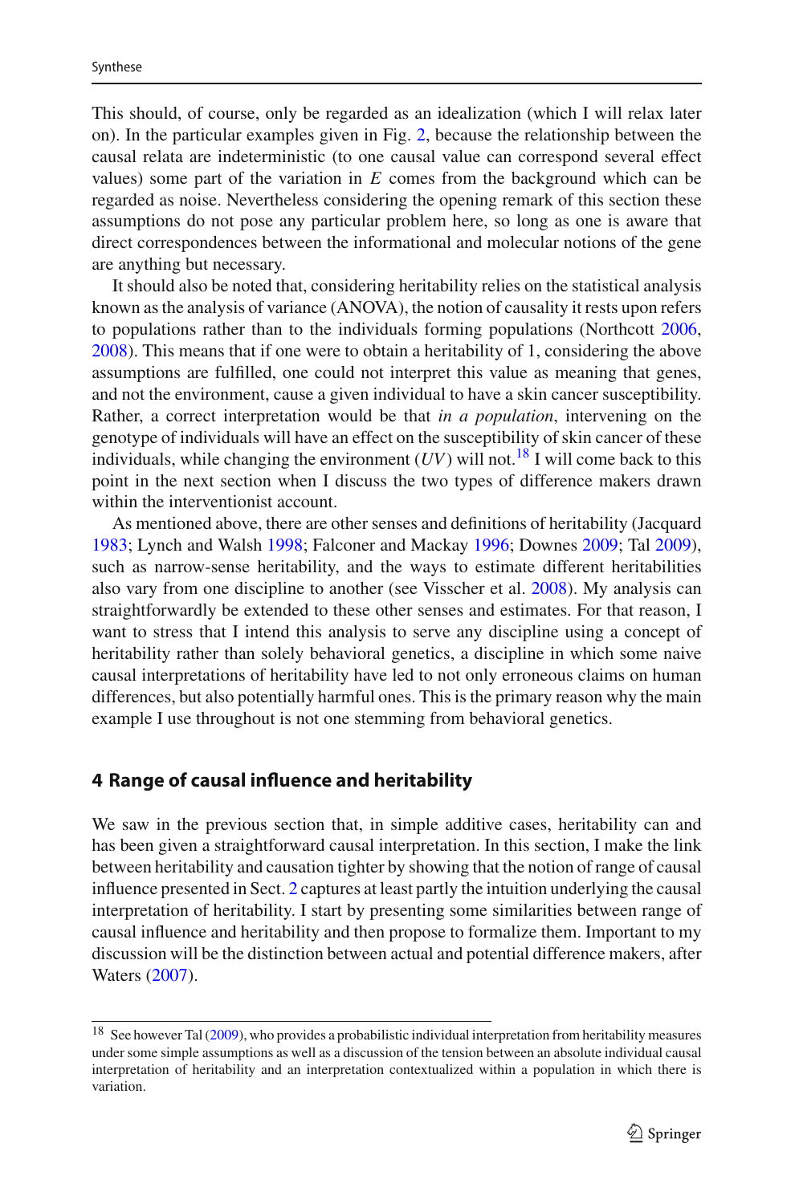This should, of course, only be regarded as an idealization (which I will relax later on). In the particular examples given in Fig. 2, because the relationship between the causal relata are indeterministic (to one causal value can correspond several effect values) some part of the variation in $E$ comes from the background which can be regarded as noise. Nevertheless considering the opening remark of this section these assumptions do not pose any particular problem here, so long as one is aware that direct correspondences between the informational and molecular notions of the gene are anything but necessary.

It should also be noted that, considering heritability relies on the statistical analysis known as the analysis of variance (ANOVA), the notion of causality it rests upon refers to populations rather than to the individuals forming populations (Northcott 2006, 2008). This means that if one were to obtain a heritability of 1, considering the above assumptions are fulfilled, one could not interpret this value as meaning that genes, and not the environment, cause a given individual to have a skin cancer susceptibility. Rather, a correct interpretation would be that *in a population*, intervening on the genotype of individuals will have an effect on the susceptibility of skin cancer of these individuals, while changing the environment ($UV$) will not.[18] I will come back to this point in the next section when I discuss the two types of difference makers drawn within the interventionist account.

As mentioned above, there are other senses and definitions of heritability (Jacquard 1983; Lynch and Walsh 1998; Falconer and Mackay 1996; Downes 2009; Tal 2009), such as narrow-sense heritability, and the ways to estimate different heritabilities also vary from one discipline to another (see Visscher et al. 2008). My analysis can straightforwardly be extended to these other senses and estimates. For that reason, I want to stress that I intend this analysis to serve any discipline using a concept of heritability rather than solely behavioral genetics, a discipline in which some naive causal interpretations of heritability have led to not only erroneous claims on human differences, but also potentially harmful ones. This is the primary reason why the main example I use throughout is not one stemming from behavioral genetics.

## 4 Range of causal influence and heritability

We saw in the previous section that, in simple additive cases, heritability can and has been given a straightforward causal interpretation. In this section, I make the link between heritability and causation tighter by showing that the notion of range of causal influence presented in Sect. 2 captures at least partly the intuition underlying the causal interpretation of heritability. I start by presenting some similarities between range of causal influence and heritability and then propose to formalize them. Important to my discussion will be the distinction between actual and potential difference makers, after Waters (2007).

---

[18] See however Tal (2009), who provides a probabilistic individual interpretation from heritability measures under some simple assumptions as well as a discussion of the tension between an absolute individual causal interpretation of heritability and an interpretation contextualized within a population in which there is variation.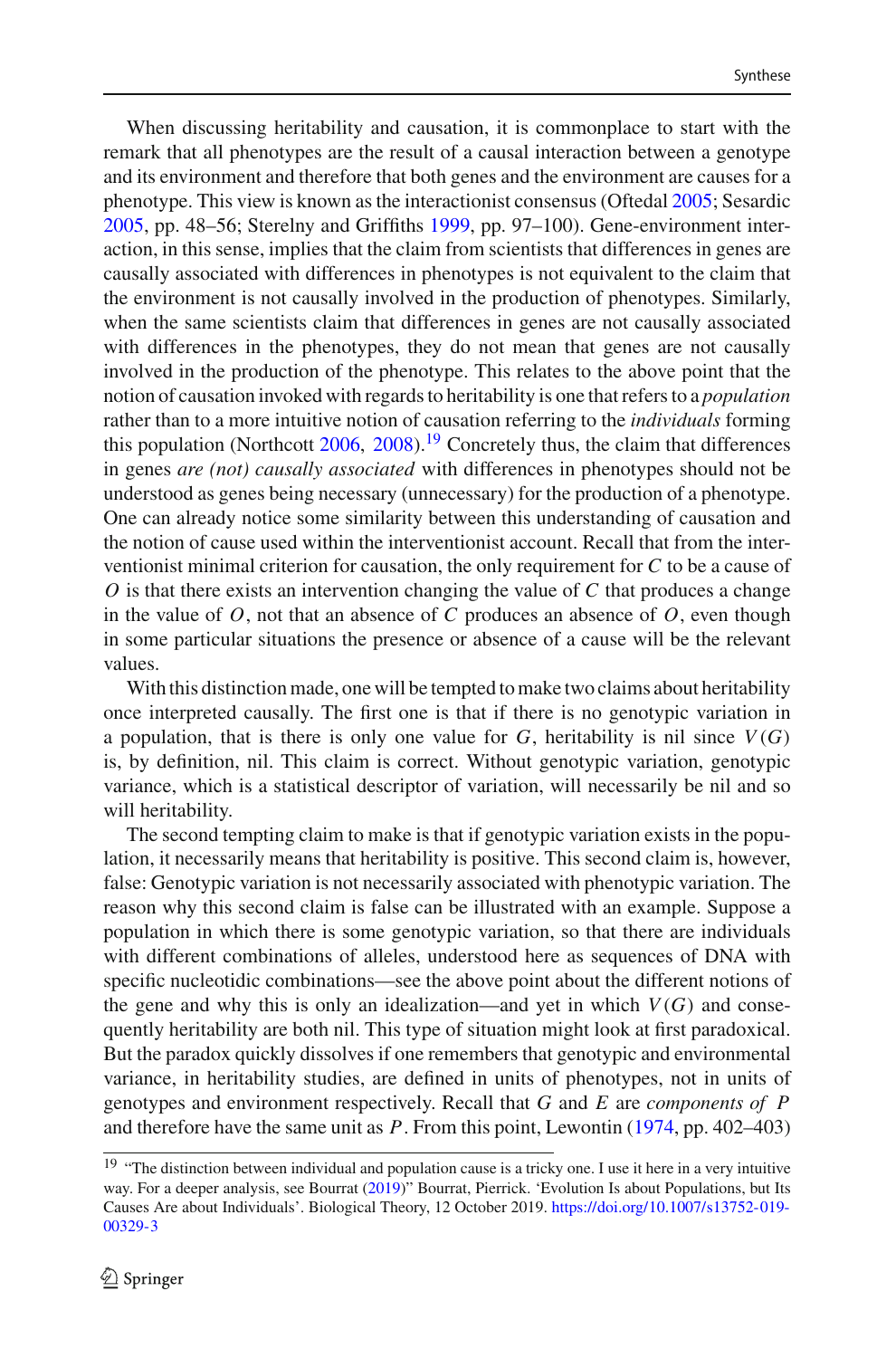When discussing heritability and causation, it is commonplace to start with the remark that all phenotypes are the result of a causal interaction between a genotype and its environment and therefore that both genes and the environment are causes for a phenotype. This view is known as the interactionist consensus (Oftedal 2005; Sesardic 2005, pp. 48–56; Sterelny and Griffiths 1999, pp. 97–100). Gene-environment interaction, in this sense, implies that the claim from scientists that differences in genes are causally associated with differences in phenotypes is not equivalent to the claim that the environment is not causally involved in the production of phenotypes. Similarly, when the same scientists claim that differences in genes are not causally associated with differences in the phenotypes, they do not mean that genes are not causally involved in the production of the phenotype. This relates to the above point that the notion of causation invoked with regards to heritability is one that refers to a *population* rather than to a more intuitive notion of causation referring to the *individuals* forming this population (Northcott 2006, 2008).[19] Concretely thus, the claim that differences in genes *are (not) causally associated* with differences in phenotypes should not be understood as genes being necessary (unnecessary) for the production of a phenotype. One can already notice some similarity between this understanding of causation and the notion of cause used within the interventionist account. Recall that from the interventionist minimal criterion for causation, the only requirement for $C$ to be a cause of $O$ is that there exists an intervention changing the value of $C$ that produces a change in the value of $O$, not that an absence of $C$ produces an absence of $O$, even though in some particular situations the presence or absence of a cause will be the relevant values.

With this distinction made, one will be tempted to make two claims about heritability once interpreted causally. The first one is that if there is no genotypic variation in a population, that is there is only one value for $G$, heritability is nil since $V(G)$ is, by definition, nil. This claim is correct. Without genotypic variation, genotypic variance, which is a statistical descriptor of variation, will necessarily be nil and so will heritability.

The second tempting claim to make is that if genotypic variation exists in the population, it necessarily means that heritability is positive. This second claim is, however, false: Genotypic variation is not necessarily associated with phenotypic variation. The reason why this second claim is false can be illustrated with an example. Suppose a population in which there is some genotypic variation, so that there are individuals with different combinations of alleles, understood here as sequences of DNA with specific nucleotidic combinations—see the above point about the different notions of the gene and why this is only an idealization—and yet in which $V(G)$ and consequently heritability are both nil. This type of situation might look at first paradoxical. But the paradox quickly dissolves if one remembers that genotypic and environmental variance, in heritability studies, are defined in units of phenotypes, not in units of genotypes and environment respectively. Recall that $G$ and $E$ are *components of* $P$ and therefore have the same unit as $P$. From this point, Lewontin (1974, pp. 402–403)

[19] "The distinction between individual and population cause is a tricky one. I use it here in a very intuitive way. For a deeper analysis, see Bourrat (2019)" Bourrat, Pierrick. 'Evolution Is about Populations, but Its Causes Are about Individuals'. Biological Theory, 12 October 2019. https://doi.org/10.1007/s13752-019-00329-3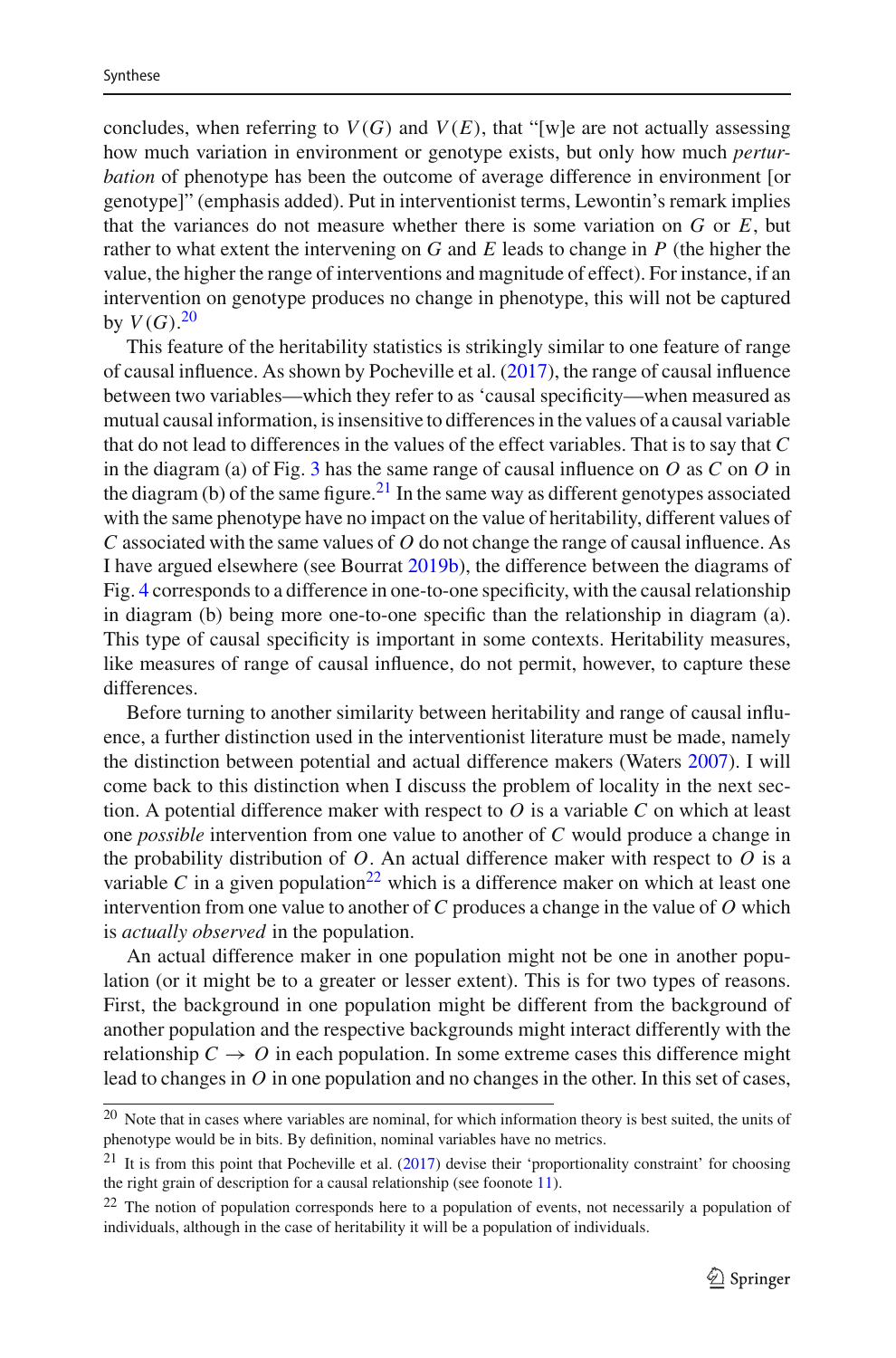concludes, when referring to $V(G)$ and $V(E)$, that "[w]e are not actually assessing how much variation in environment or genotype exists, but only how much *perturbation* of phenotype has been the outcome of average difference in environment [or genotype]" (emphasis added). Put in interventionist terms, Lewontin's remark implies that the variances do not measure whether there is some variation on $G$ or $E$, but rather to what extent the intervening on $G$ and $E$ leads to change in $P$ (the higher the value, the higher the range of interventions and magnitude of effect). For instance, if an intervention on genotype produces no change in phenotype, this will not be captured by $V(G)$.[20]

This feature of the heritability statistics is strikingly similar to one feature of range of causal influence. As shown by Pocheville et al. (2017), the range of causal influence between two variables—which they refer to as 'causal specificity—when measured as mutual causal information, is insensitive to differences in the values of a causal variable that do not lead to differences in the values of the effect variables. That is to say that $C$ in the diagram (a) of Fig. 3 has the same range of causal influence on $O$ as $C$ on $O$ in the diagram (b) of the same figure.[21] In the same way as different genotypes associated with the same phenotype have no impact on the value of heritability, different values of $C$ associated with the same values of $O$ do not change the range of causal influence. As I have argued elsewhere (see Bourrat 2019b), the difference between the diagrams of Fig. 4 corresponds to a difference in one-to-one specificity, with the causal relationship in diagram (b) being more one-to-one specific than the relationship in diagram (a). This type of causal specificity is important in some contexts. Heritability measures, like measures of range of causal influence, do not permit, however, to capture these differences.

Before turning to another similarity between heritability and range of causal influence, a further distinction used in the interventionist literature must be made, namely the distinction between potential and actual difference makers (Waters 2007). I will come back to this distinction when I discuss the problem of locality in the next section. A potential difference maker with respect to $O$ is a variable $C$ on which at least one *possible* intervention from one value to another of $C$ would produce a change in the probability distribution of $O$. An actual difference maker with respect to $O$ is a variable $C$ in a given population[22] which is a difference maker on which at least one intervention from one value to another of $C$ produces a change in the value of $O$ which is *actually observed* in the population.

An actual difference maker in one population might not be one in another population (or it might be to a greater or lesser extent). This is for two types of reasons. First, the background in one population might be different from the background of another population and the respective backgrounds might interact differently with the relationship $C \rightarrow O$ in each population. In some extreme cases this difference might lead to changes in $O$ in one population and no changes in the other. In this set of cases,

---

[20] Note that in cases where variables are nominal, for which information theory is best suited, the units of phenotype would be in bits. By definition, nominal variables have no metrics.

[21] It is from this point that Pocheville et al. (2017) devise their 'proportionality constraint' for choosing the right grain of description for a causal relationship (see foonote 11).

[22] The notion of population corresponds here to a population of events, not necessarily a population of individuals, although in the case of heritability it will be a population of individuals.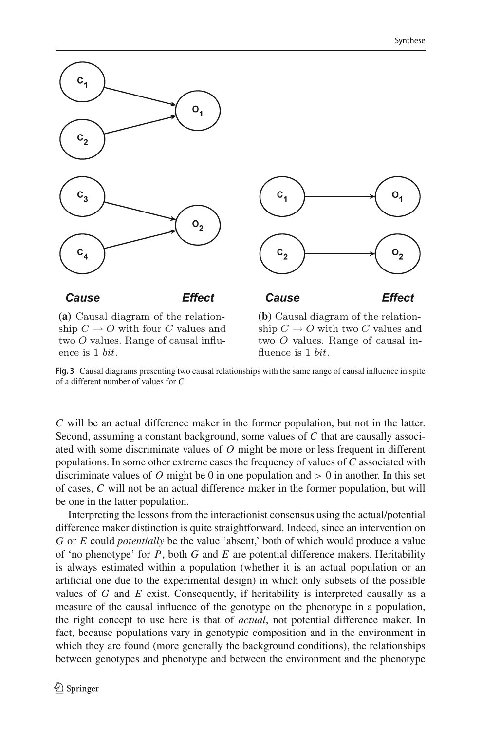(a) Causal diagram of the relationship $C \rightarrow O$ with four $C$ values and two $O$ values. Range of causal influence is 1 *bit*.

(b) Causal diagram of the relationship $C \rightarrow O$ with two $C$ values and two $O$ values. Range of causal influence is 1 *bit*.

**Fig. 3** Causal diagrams presenting two causal relationships with the same range of causal influence in spite of a different number of values for *C*

*C* will be an actual difference maker in the former population, but not in the latter. Second, assuming a constant background, some values of *C* that are causally associated with some discriminate values of *O* might be more or less frequent in different populations. In some other extreme cases the frequency of values of *C* associated with discriminate values of *O* might be 0 in one population and $> 0$ in another. In this set of cases, *C* will not be an actual difference maker in the former population, but will be one in the latter population.

Interpreting the lessons from the interactionist consensus using the actual/potential difference maker distinction is quite straightforward. Indeed, since an intervention on *G* or *E* could *potentially* be the value 'absent,' both of which would produce a value of 'no phenotype' for *P*, both *G* and *E* are potential difference makers. Heritability is always estimated within a population (whether it is an actual population or an artificial one due to the experimental design) in which only subsets of the possible values of *G* and *E* exist. Consequently, if heritability is interpreted causally as a measure of the causal influence of the genotype on the phenotype in a population, the right concept to use here is that of *actual*, not potential difference maker. In fact, because populations vary in genotypic composition and in the environment in which they are found (more generally the background conditions), the relationships between genotypes and phenotype and between the environment and the phenotype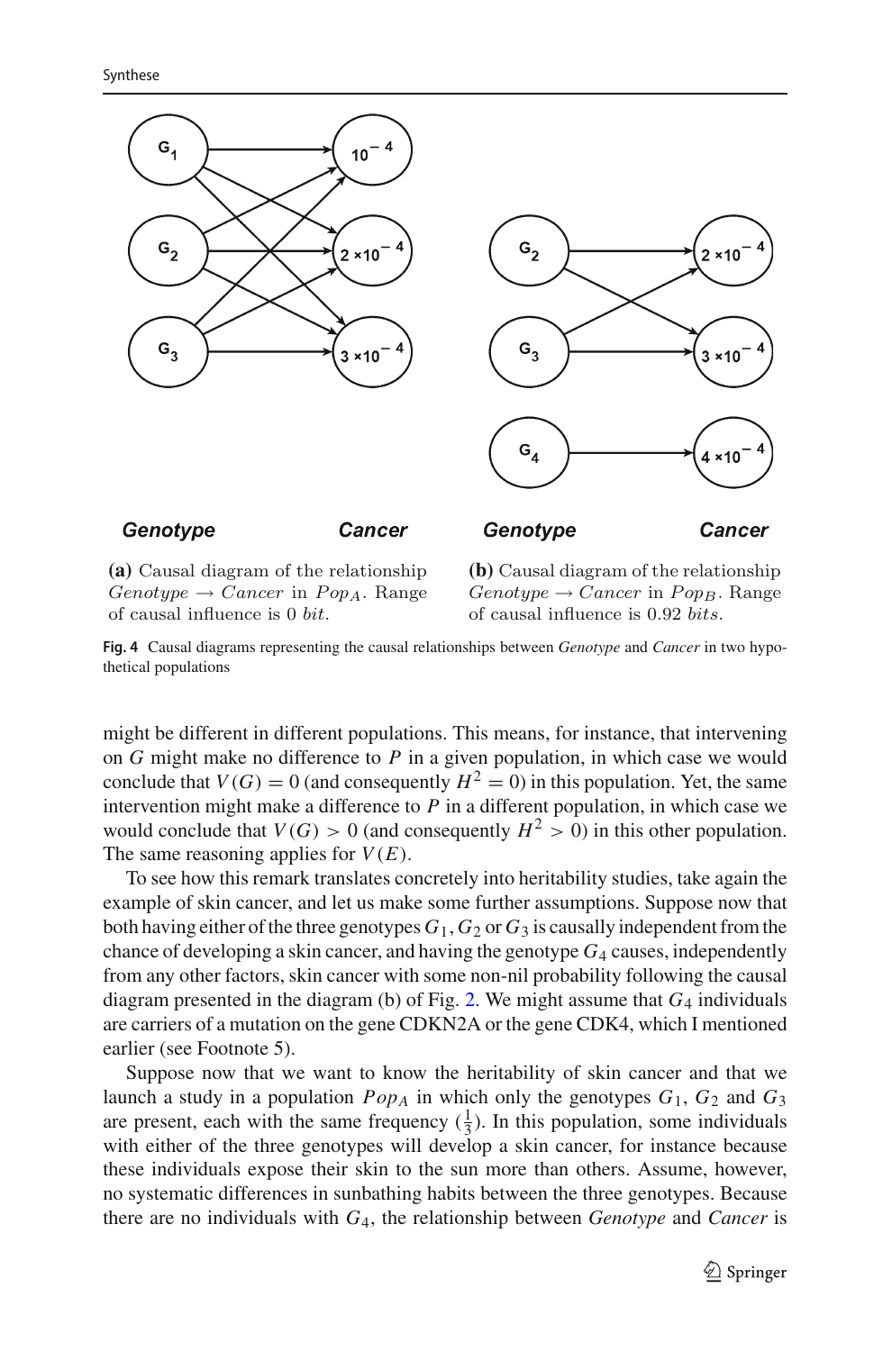**(a)** Causal diagram of the relationship *Genotype* → *Cancer* in $Pop_A$. Range of causal influence is 0 *bit*.

**(b)** Causal diagram of the relationship *Genotype* → *Cancer* in $Pop_B$. Range of causal influence is 0.92 *bits*.

**Fig. 4** Causal diagrams representing the causal relationships between *Genotype* and *Cancer* in two hypothetical populations

might be different in different populations. This means, for instance, that intervening on $G$ might make no difference to $P$ in a given population, in which case we would conclude that $V(G) = 0$ (and consequently $H^2 = 0$) in this population. Yet, the same intervention might make a difference to $P$ in a different population, in which case we would conclude that $V(G) > 0$ (and consequently $H^2 > 0$) in this other population. The same reasoning applies for $V(E)$.

To see how this remark translates concretely into heritability studies, take again the example of skin cancer, and let us make some further assumptions. Suppose now that both having either of the three genotypes $G_1, G_2$ or $G_3$ is causally independent from the chance of developing a skin cancer, and having the genotype $G_4$ causes, independently from any other factors, skin cancer with some non-nil probability following the causal diagram presented in the diagram (b) of Fig. 2. We might assume that $G_4$ individuals are carriers of a mutation on the gene CDKN2A or the gene CDK4, which I mentioned earlier (see Footnote 5).

Suppose now that we want to know the heritability of skin cancer and that we launch a study in a population $Pop_A$ in which only the genotypes $G_1$, $G_2$ and $G_3$ are present, each with the same frequency ($\frac{1}{3}$). In this population, some individuals with either of the three genotypes will develop a skin cancer, for instance because these individuals expose their skin to the sun more than others. Assume, however, no systematic differences in sunbathing habits between the three genotypes. Because there are no individuals with $G_4$, the relationship between *Genotype* and *Cancer* is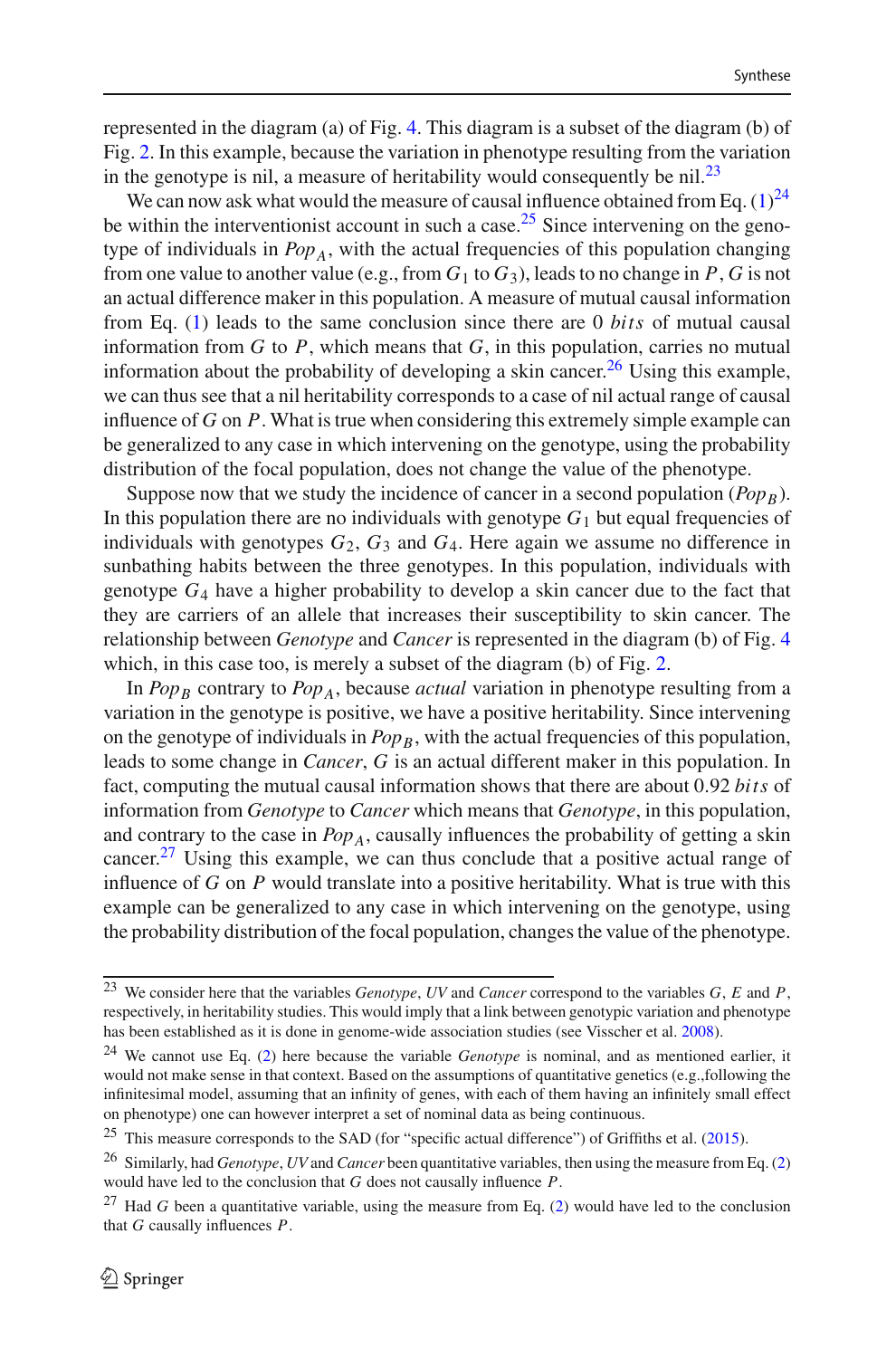represented in the diagram (a) of Fig. 4. This diagram is a subset of the diagram (b) of Fig. 2. In this example, because the variation in phenotype resulting from the variation in the genotype is nil, a measure of heritability would consequently be nil.[23]

We can now ask what would the measure of causal influence obtained from Eq. (1)[24] be within the interventionist account in such a case.[25] Since intervening on the genotype of individuals in $Pop_A$, with the actual frequencies of this population changing from one value to another value (e.g., from $G_1$ to $G_3$), leads to no change in $P$, $G$ is not an actual difference maker in this population. A measure of mutual causal information from Eq. (1) leads to the same conclusion since there are 0 *bits* of mutual causal information from $G$ to $P$, which means that $G$, in this population, carries no mutual information about the probability of developing a skin cancer.[26] Using this example, we can thus see that a nil heritability corresponds to a case of nil actual range of causal influence of $G$ on $P$. What is true when considering this extremely simple example can be generalized to any case in which intervening on the genotype, using the probability distribution of the focal population, does not change the value of the phenotype.

Suppose now that we study the incidence of cancer in a second population ($Pop_B$). In this population there are no individuals with genotype $G_1$ but equal frequencies of individuals with genotypes $G_2$, $G_3$ and $G_4$. Here again we assume no difference in sunbathing habits between the three genotypes. In this population, individuals with genotype $G_4$ have a higher probability to develop a skin cancer due to the fact that they are carriers of an allele that increases their susceptibility to skin cancer. The relationship between *Genotype* and *Cancer* is represented in the diagram (b) of Fig. 4 which, in this case too, is merely a subset of the diagram (b) of Fig. 2.

In $Pop_B$ contrary to $Pop_A$, because *actual* variation in phenotype resulting from a variation in the genotype is positive, we have a positive heritability. Since intervening on the genotype of individuals in $Pop_B$, with the actual frequencies of this population, leads to some change in *Cancer*, $G$ is an actual different maker in this population. In fact, computing the mutual causal information shows that there are about 0.92 *bits* of information from *Genotype* to *Cancer* which means that *Genotype*, in this population, and contrary to the case in $Pop_A$, causally influences the probability of getting a skin cancer.[27] Using this example, we can thus conclude that a positive actual range of influence of $G$ on $P$ would translate into a positive heritability. What is true with this example can be generalized to any case in which intervening on the genotype, using the probability distribution of the focal population, changes the value of the phenotype.

---

[23] We consider here that the variables *Genotype*, *UV* and *Cancer* correspond to the variables $G$, $E$ and $P$, respectively, in heritability studies. This would imply that a link between genotypic variation and phenotype has been established as it is done in genome-wide association studies (see Visscher et al. 2008).

[24] We cannot use Eq. (2) here because the variable *Genotype* is nominal, and as mentioned earlier, it would not make sense in that context. Based on the assumptions of quantitative genetics (e.g.,following the infinitesimal model, assuming that an infinity of genes, with each of them having an infinitely small effect on phenotype) one can however interpret a set of nominal data as being continuous.

[25] This measure corresponds to the SAD (for "specific actual difference") of Griffiths et al. (2015).

[26] Similarly, had *Genotype*, *UV* and *Cancer* been quantitative variables, then using the measure from Eq. (2) would have led to the conclusion that $G$ does not causally influence $P$.

[27] Had $G$ been a quantitative variable, using the measure from Eq. (2) would have led to the conclusion that $G$ causally influences $P$.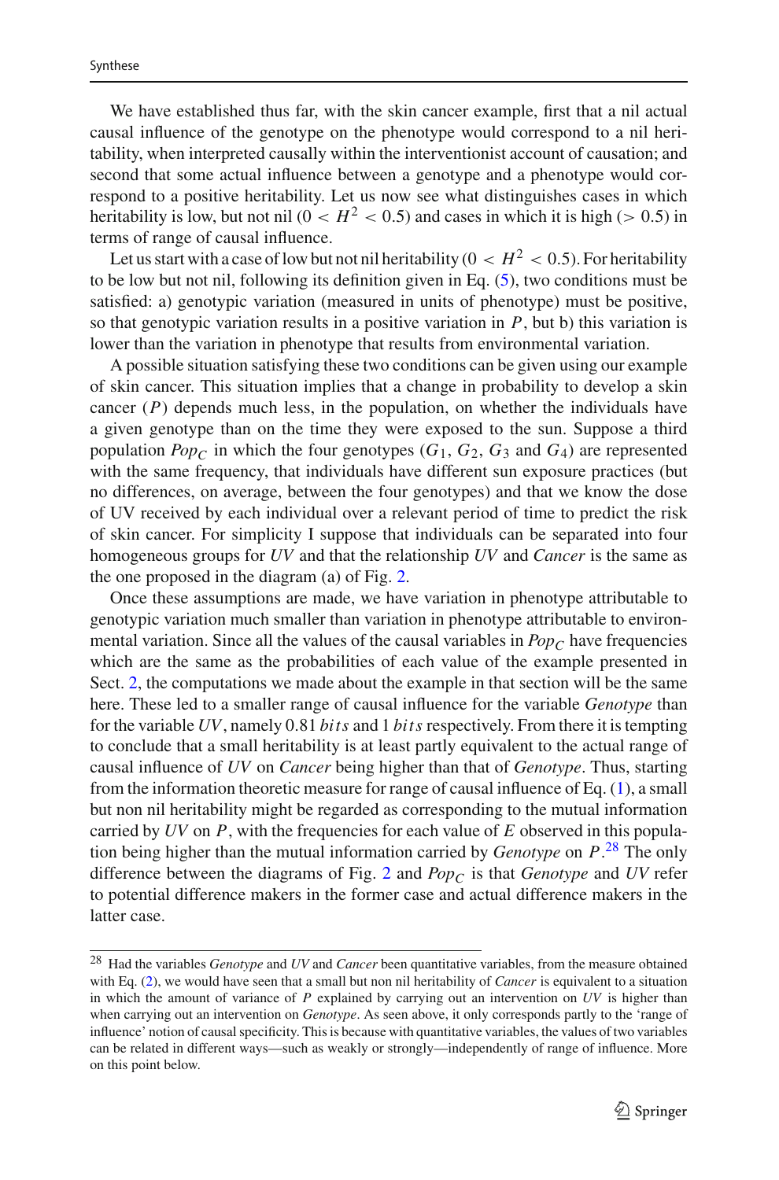We have established thus far, with the skin cancer example, first that a nil actual causal influence of the genotype on the phenotype would correspond to a nil heritability, when interpreted causally within the interventionist account of causation; and second that some actual influence between a genotype and a phenotype would correspond to a positive heritability. Let us now see what distinguishes cases in which heritability is low, but not nil ($0 < H^2 < 0.5$) and cases in which it is high ($> 0.5$) in terms of range of causal influence.

Let us start with a case of low but not nil heritability ($0 < H^2 < 0.5$). For heritability to be low but not nil, following its definition given in Eq. (5), two conditions must be satisfied: a) genotypic variation (measured in units of phenotype) must be positive, so that genotypic variation results in a positive variation in $P$, but b) this variation is lower than the variation in phenotype that results from environmental variation.

A possible situation satisfying these two conditions can be given using our example of skin cancer. This situation implies that a change in probability to develop a skin cancer ($P$) depends much less, in the population, on whether the individuals have a given genotype than on the time they were exposed to the sun. Suppose a third population $Pop_C$ in which the four genotypes ($G_1$, $G_2$, $G_3$ and $G_4$) are represented with the same frequency, that individuals have different sun exposure practices (but no differences, on average, between the four genotypes) and that we know the dose of UV received by each individual over a relevant period of time to predict the risk of skin cancer. For simplicity I suppose that individuals can be separated into four homogeneous groups for *UV* and that the relationship *UV* and *Cancer* is the same as the one proposed in the diagram (a) of Fig. 2.

Once these assumptions are made, we have variation in phenotype attributable to genotypic variation much smaller than variation in phenotype attributable to environmental variation. Since all the values of the causal variables in $Pop_C$ have frequencies which are the same as the probabilities of each value of the example presented in Sect. 2, the computations we made about the example in that section will be the same here. These led to a smaller range of causal influence for the variable *Genotype* than for the variable *UV*, namely 0.81 *bits* and 1 *bits* respectively. From there it is tempting to conclude that a small heritability is at least partly equivalent to the actual range of causal influence of *UV* on *Cancer* being higher than that of *Genotype*. Thus, starting from the information theoretic measure for range of causal influence of Eq. (1), a small but non nil heritability might be regarded as corresponding to the mutual information carried by *UV* on $P$, with the frequencies for each value of $E$ observed in this population being higher than the mutual information carried by *Genotype* on $P$.[28] The only difference between the diagrams of Fig. 2 and $Pop_C$ is that *Genotype* and *UV* refer to potential difference makers in the former case and actual difference makers in the latter case.

[28] Had the variables *Genotype* and *UV* and *Cancer* been quantitative variables, from the measure obtained with Eq. (2), we would have seen that a small but non nil heritability of *Cancer* is equivalent to a situation in which the amount of variance of $P$ explained by carrying out an intervention on *UV* is higher than when carrying out an intervention on *Genotype*. As seen above, it only corresponds partly to the 'range of influence' notion of causal specificity. This is because with quantitative variables, the values of two variables can be related in different ways—such as weakly or strongly—independently of range of influence. More on this point below.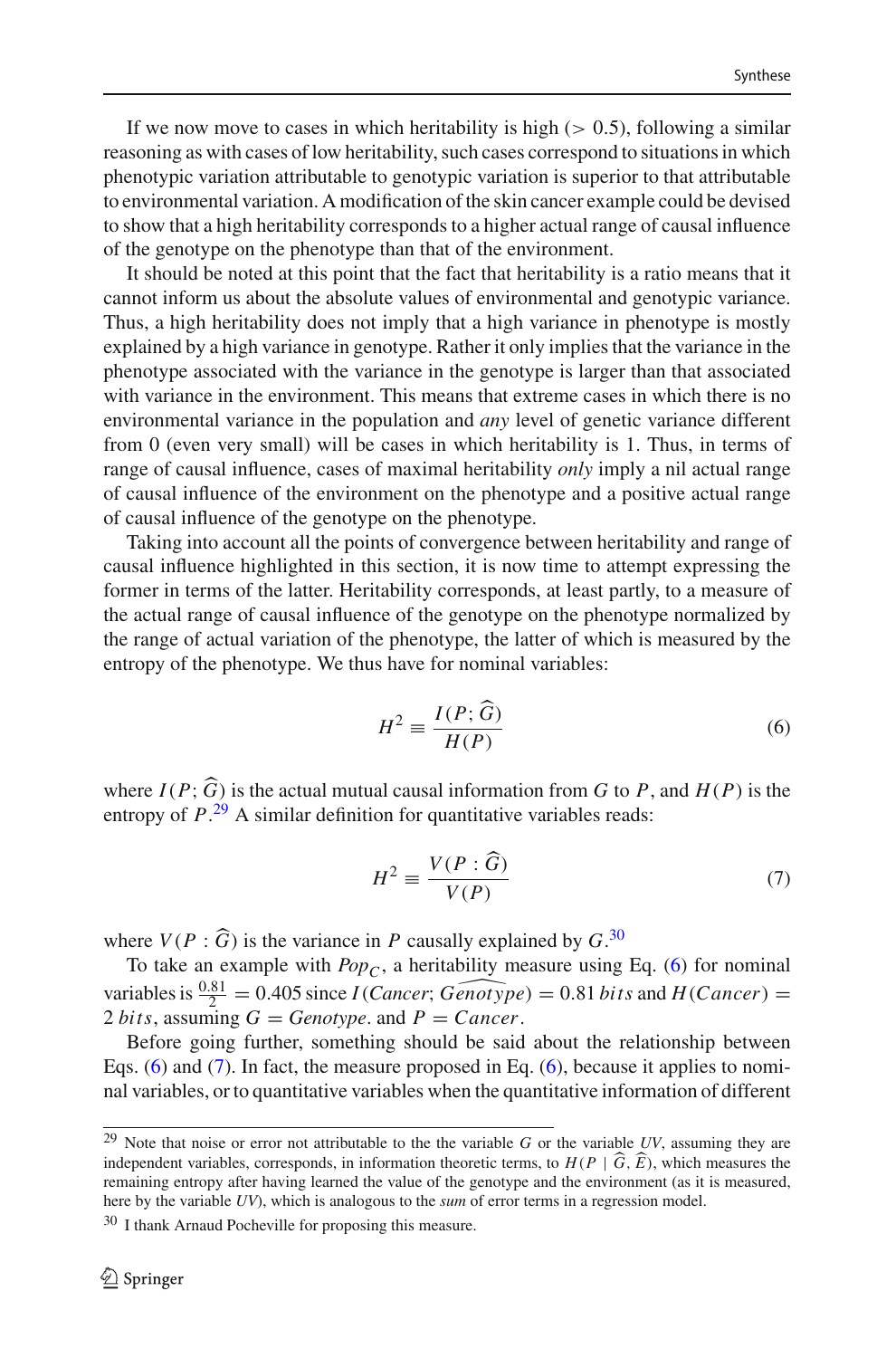If we now move to cases in which heritability is high ($> 0.5$), following a similar reasoning as with cases of low heritability, such cases correspond to situations in which phenotypic variation attributable to genotypic variation is superior to that attributable to environmental variation. A modification of the skin cancer example could be devised to show that a high heritability corresponds to a higher actual range of causal influence of the genotype on the phenotype than that of the environment.

It should be noted at this point that the fact that heritability is a ratio means that it cannot inform us about the absolute values of environmental and genotypic variance. Thus, a high heritability does not imply that a high variance in phenotype is mostly explained by a high variance in genotype. Rather it only implies that the variance in the phenotype associated with the variance in the genotype is larger than that associated with variance in the environment. This means that extreme cases in which there is no environmental variance in the population and *any* level of genetic variance different from 0 (even very small) will be cases in which heritability is 1. Thus, in terms of range of causal influence, cases of maximal heritability *only* imply a nil actual range of causal influence of the environment on the phenotype and a positive actual range of causal influence of the genotype on the phenotype.

Taking into account all the points of convergence between heritability and range of causal influence highlighted in this section, it is now time to attempt expressing the former in terms of the latter. Heritability corresponds, at least partly, to a measure of the actual range of causal influence of the genotype on the phenotype normalized by the range of actual variation of the phenotype, the latter of which is measured by the entropy of the phenotype. We thus have for nominal variables:

$$H^2 \equiv \frac{I(P; \widehat{G})}{H(P)} \tag{6}$$

where $I(P; \widehat{G})$ is the actual mutual causal information from $G$ to $P$, and $H(P)$ is the entropy of $P$.[29] A similar definition for quantitative variables reads:

$$H^2 \equiv \frac{V(P : \widehat{G})}{V(P)} \tag{7}$$

where $V(P : \widehat{G})$ is the variance in $P$ causally explained by $G$.[30]

To take an example with $Pop_C$, a heritability measure using Eq. (6) for nominal variables is $\frac{0.81}{2} = 0.405$ since $I(Cancer; \widehat{Genotype}) = 0.81\, bits$ and $H(Cancer) = 2\, bits$, assuming $G = Genotype$. and $P = Cancer$.

Before going further, something should be said about the relationship between Eqs. (6) and (7). In fact, the measure proposed in Eq. (6), because it applies to nominal variables, or to quantitative variables when the quantitative information of different

[29] Note that noise or error not attributable to the the variable $G$ or the variable *UV*, assuming they are independent variables, corresponds, in information theoretic terms, to $H(P \mid \widehat{G}, \widehat{E})$, which measures the remaining entropy after having learned the value of the genotype and the environment (as it is measured, here by the variable *UV*), which is analogous to the *sum* of error terms in a regression model.

[30] I thank Arnaud Pocheville for proposing this measure.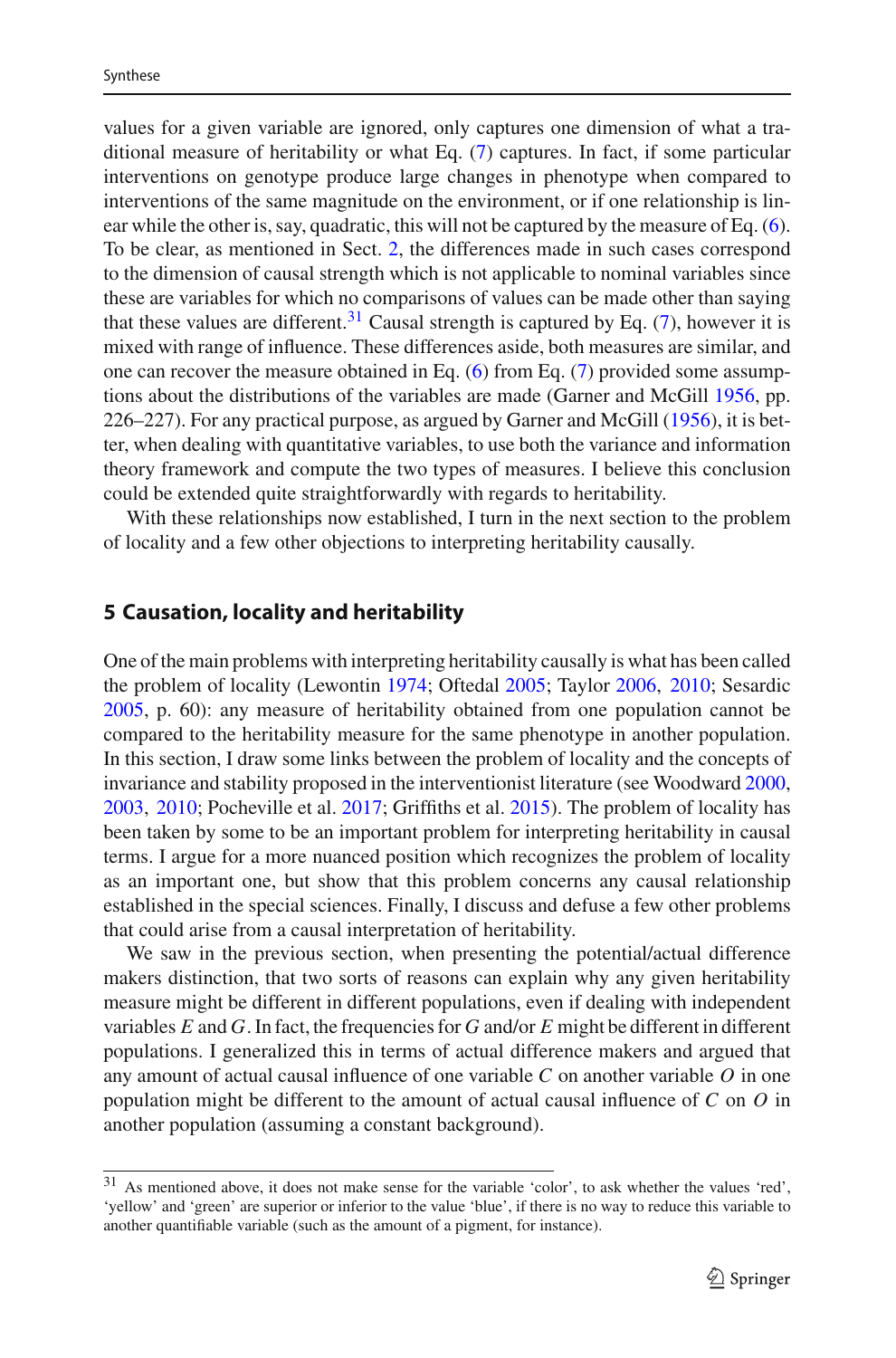values for a given variable are ignored, only captures one dimension of what a traditional measure of heritability or what Eq. (7) captures. In fact, if some particular interventions on genotype produce large changes in phenotype when compared to interventions of the same magnitude on the environment, or if one relationship is linear while the other is, say, quadratic, this will not be captured by the measure of Eq. (6). To be clear, as mentioned in Sect. 2, the differences made in such cases correspond to the dimension of causal strength which is not applicable to nominal variables since these are variables for which no comparisons of values can be made other than saying that these values are different.[31] Causal strength is captured by Eq. (7), however it is mixed with range of influence. These differences aside, both measures are similar, and one can recover the measure obtained in Eq. (6) from Eq. (7) provided some assumptions about the distributions of the variables are made (Garner and McGill 1956, pp. 226–227). For any practical purpose, as argued by Garner and McGill (1956), it is better, when dealing with quantitative variables, to use both the variance and information theory framework and compute the two types of measures. I believe this conclusion could be extended quite straightforwardly with regards to heritability.

With these relationships now established, I turn in the next section to the problem of locality and a few other objections to interpreting heritability causally.

## 5 Causation, locality and heritability

One of the main problems with interpreting heritability causally is what has been called the problem of locality (Lewontin 1974; Oftedal 2005; Taylor 2006, 2010; Sesardic 2005, p. 60): any measure of heritability obtained from one population cannot be compared to the heritability measure for the same phenotype in another population. In this section, I draw some links between the problem of locality and the concepts of invariance and stability proposed in the interventionist literature (see Woodward 2000, 2003, 2010; Pocheville et al. 2017; Griffiths et al. 2015). The problem of locality has been taken by some to be an important problem for interpreting heritability in causal terms. I argue for a more nuanced position which recognizes the problem of locality as an important one, but show that this problem concerns any causal relationship established in the special sciences. Finally, I discuss and defuse a few other problems that could arise from a causal interpretation of heritability.

We saw in the previous section, when presenting the potential/actual difference makers distinction, that two sorts of reasons can explain why any given heritability measure might be different in different populations, even if dealing with independent variables $E$ and $G$. In fact, the frequencies for $G$ and/or $E$ might be different in different populations. I generalized this in terms of actual difference makers and argued that any amount of actual causal influence of one variable $C$ on another variable $O$ in one population might be different to the amount of actual causal influence of $C$ on $O$ in another population (assuming a constant background).

[31] As mentioned above, it does not make sense for the variable ‘color’, to ask whether the values ‘red’, ‘yellow’ and ‘green’ are superior or inferior to the value ‘blue’, if there is no way to reduce this variable to another quantifiable variable (such as the amount of a pigment, for instance).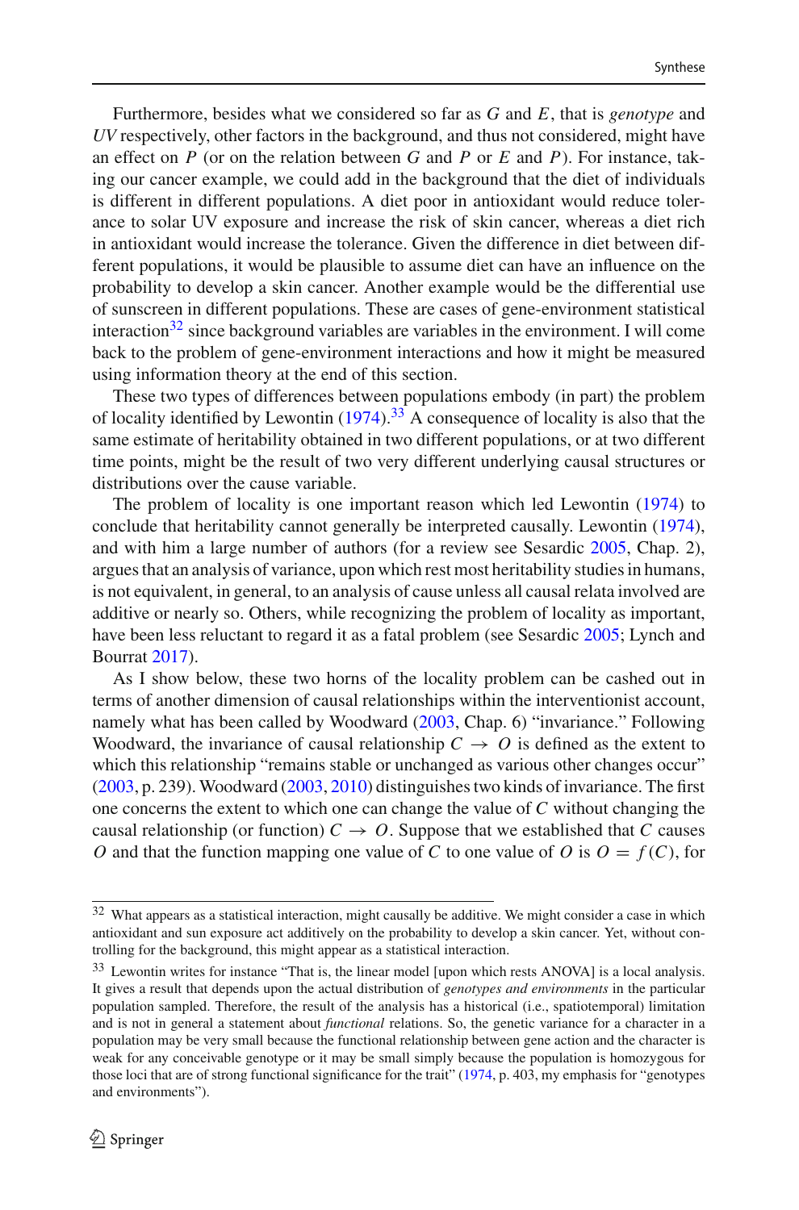Furthermore, besides what we considered so far as $G$ and $E$, that is *genotype* and *UV* respectively, other factors in the background, and thus not considered, might have an effect on $P$ (or on the relation between $G$ and $P$ or $E$ and $P$). For instance, taking our cancer example, we could add in the background that the diet of individuals is different in different populations. A diet poor in antioxidant would reduce tolerance to solar UV exposure and increase the risk of skin cancer, whereas a diet rich in antioxidant would increase the tolerance. Given the difference in diet between different populations, it would be plausible to assume diet can have an influence on the probability to develop a skin cancer. Another example would be the differential use of sunscreen in different populations. These are cases of gene-environment statistical interaction[32] since background variables are variables in the environment. I will come back to the problem of gene-environment interactions and how it might be measured using information theory at the end of this section.

These two types of differences between populations embody (in part) the problem of locality identified by Lewontin (1974).[33] A consequence of locality is also that the same estimate of heritability obtained in two different populations, or at two different time points, might be the result of two very different underlying causal structures or distributions over the cause variable.

The problem of locality is one important reason which led Lewontin (1974) to conclude that heritability cannot generally be interpreted causally. Lewontin (1974), and with him a large number of authors (for a review see Sesardic 2005, Chap. 2), argues that an analysis of variance, upon which rest most heritability studies in humans, is not equivalent, in general, to an analysis of cause unless all causal relata involved are additive or nearly so. Others, while recognizing the problem of locality as important, have been less reluctant to regard it as a fatal problem (see Sesardic 2005; Lynch and Bourrat 2017).

As I show below, these two horns of the locality problem can be cashed out in terms of another dimension of causal relationships within the interventionist account, namely what has been called by Woodward (2003, Chap. 6) "invariance." Following Woodward, the invariance of causal relationship $C \rightarrow O$ is defined as the extent to which this relationship "remains stable or unchanged as various other changes occur" (2003, p. 239). Woodward (2003, 2010) distinguishes two kinds of invariance. The first one concerns the extent to which one can change the value of $C$ without changing the causal relationship (or function) $C \rightarrow O$. Suppose that we established that $C$ causes $O$ and that the function mapping one value of $C$ to one value of $O$ is $O = f(C)$, for

---

[32] What appears as a statistical interaction, might causally be additive. We might consider a case in which antioxidant and sun exposure act additively on the probability to develop a skin cancer. Yet, without controlling for the background, this might appear as a statistical interaction.

[33] Lewontin writes for instance "That is, the linear model [upon which rests ANOVA] is a local analysis. It gives a result that depends upon the actual distribution of *genotypes and environments* in the particular population sampled. Therefore, the result of the analysis has a historical (i.e., spatiotemporal) limitation and is not in general a statement about *functional* relations. So, the genetic variance for a character in a population may be very small because the functional relationship between gene action and the character is weak for any conceivable genotype or it may be small simply because the population is homozygous for those loci that are of strong functional significance for the trait" (1974, p. 403, my emphasis for "genotypes and environments").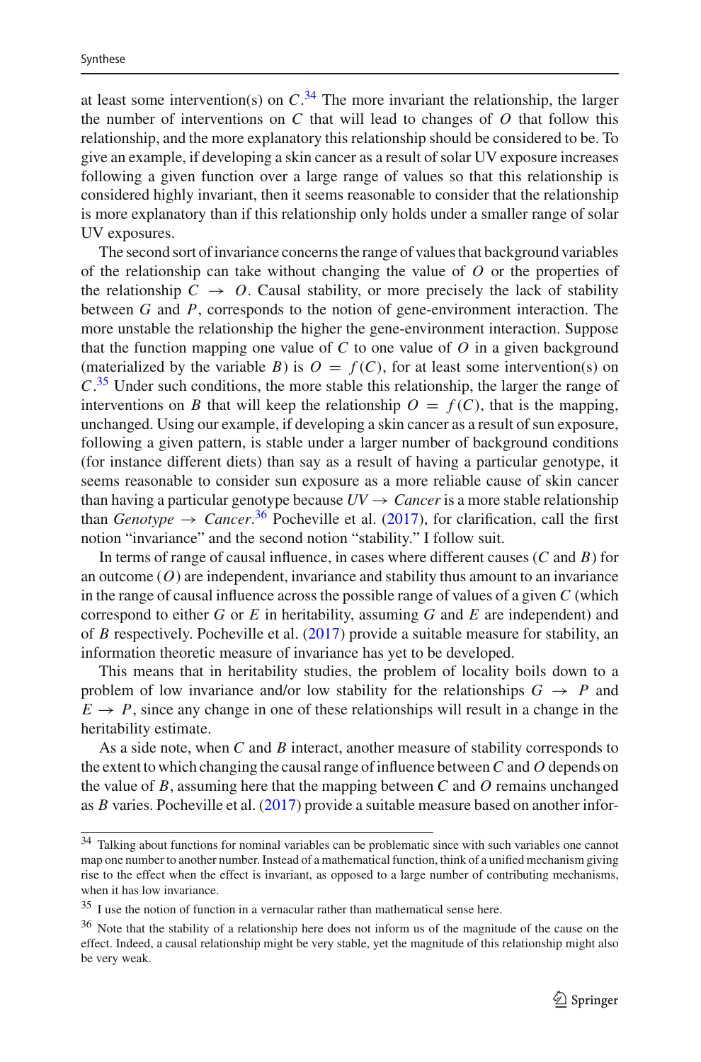at least some intervention(s) on $C$.[34] The more invariant the relationship, the larger the number of interventions on $C$ that will lead to changes of $O$ that follow this relationship, and the more explanatory this relationship should be considered to be. To give an example, if developing a skin cancer as a result of solar UV exposure increases following a given function over a large range of values so that this relationship is considered highly invariant, then it seems reasonable to consider that the relationship is more explanatory than if this relationship only holds under a smaller range of solar UV exposures.

The second sort of invariance concerns the range of values that background variables of the relationship can take without changing the value of $O$ or the properties of the relationship $C \rightarrow O$. Causal stability, or more precisely the lack of stability between $G$ and $P$, corresponds to the notion of gene-environment interaction. The more unstable the relationship the higher the gene-environment interaction. Suppose that the function mapping one value of $C$ to one value of $O$ in a given background (materialized by the variable $B$) is $O = f(C)$, for at least some intervention(s) on $C$.[35] Under such conditions, the more stable this relationship, the larger the range of interventions on $B$ that will keep the relationship $O = f(C)$, that is the mapping, unchanged. Using our example, if developing a skin cancer as a result of sun exposure, following a given pattern, is stable under a larger number of background conditions (for instance different diets) than say as a result of having a particular genotype, it seems reasonable to consider sun exposure as a more reliable cause of skin cancer than having a particular genotype because $UV \rightarrow Cancer$ is a more stable relationship than $Genotype \rightarrow Cancer$.[36] Pocheville et al. (2017), for clarification, call the first notion "invariance" and the second notion "stability." I follow suit.

In terms of range of causal influence, in cases where different causes ($C$ and $B$) for an outcome ($O$) are independent, invariance and stability thus amount to an invariance in the range of causal influence across the possible range of values of a given $C$ (which correspond to either $G$ or $E$ in heritability, assuming $G$ and $E$ are independent) and of $B$ respectively. Pocheville et al. (2017) provide a suitable measure for stability, an information theoretic measure of invariance has yet to be developed.

This means that in heritability studies, the problem of locality boils down to a problem of low invariance and/or low stability for the relationships $G \rightarrow P$ and $E \rightarrow P$, since any change in one of these relationships will result in a change in the heritability estimate.

As a side note, when $C$ and $B$ interact, another measure of stability corresponds to the extent to which changing the causal range of influence between $C$ and $O$ depends on the value of $B$, assuming here that the mapping between $C$ and $O$ remains unchanged as $B$ varies. Pocheville et al. (2017) provide a suitable measure based on another infor-

---

[34] Talking about functions for nominal variables can be problematic since with such variables one cannot map one number to another number. Instead of a mathematical function, think of a unified mechanism giving rise to the effect when the effect is invariant, as opposed to a large number of contributing mechanisms, when it has low invariance.

[35] I use the notion of function in a vernacular rather than mathematical sense here.

[36] Note that the stability of a relationship here does not inform us of the magnitude of the cause on the effect. Indeed, a causal relationship might be very stable, yet the magnitude of this relationship might also be very weak.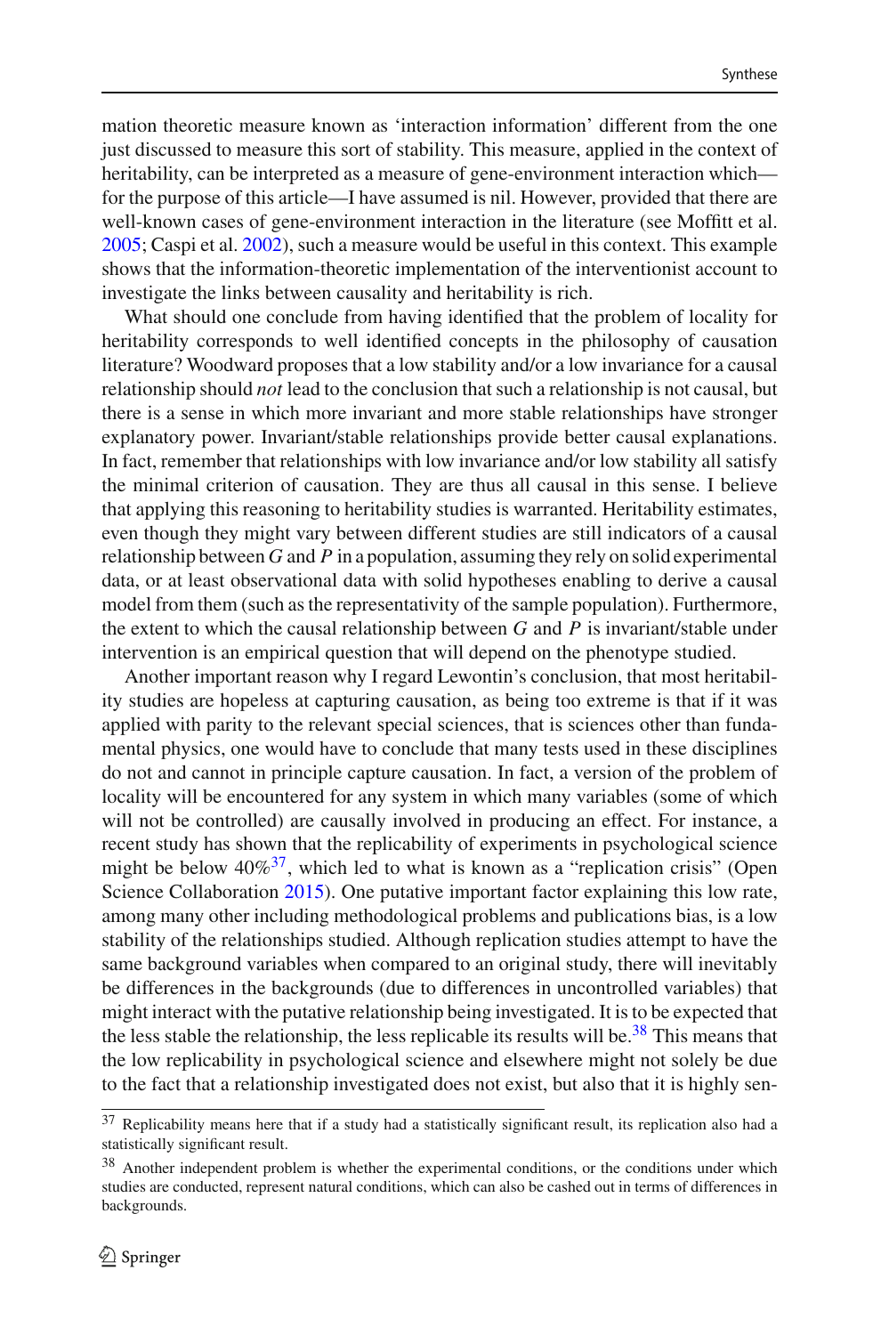mation theoretic measure known as 'interaction information' different from the one just discussed to measure this sort of stability. This measure, applied in the context of heritability, can be interpreted as a measure of gene-environment interaction which—for the purpose of this article—I have assumed is nil. However, provided that there are well-known cases of gene-environment interaction in the literature (see Moffitt et al. 2005; Caspi et al. 2002), such a measure would be useful in this context. This example shows that the information-theoretic implementation of the interventionist account to investigate the links between causality and heritability is rich.

What should one conclude from having identified that the problem of locality for heritability corresponds to well identified concepts in the philosophy of causation literature? Woodward proposes that a low stability and/or a low invariance for a causal relationship should *not* lead to the conclusion that such a relationship is not causal, but there is a sense in which more invariant and more stable relationships have stronger explanatory power. Invariant/stable relationships provide better causal explanations. In fact, remember that relationships with low invariance and/or low stability all satisfy the minimal criterion of causation. They are thus all causal in this sense. I believe that applying this reasoning to heritability studies is warranted. Heritability estimates, even though they might vary between different studies are still indicators of a causal relationship between $G$ and $P$ in a population, assuming they rely on solid experimental data, or at least observational data with solid hypotheses enabling to derive a causal model from them (such as the representativity of the sample population). Furthermore, the extent to which the causal relationship between $G$ and $P$ is invariant/stable under intervention is an empirical question that will depend on the phenotype studied.

Another important reason why I regard Lewontin's conclusion, that most heritability studies are hopeless at capturing causation, as being too extreme is that if it was applied with parity to the relevant special sciences, that is sciences other than fundamental physics, one would have to conclude that many tests used in these disciplines do not and cannot in principle capture causation. In fact, a version of the problem of locality will be encountered for any system in which many variables (some of which will not be controlled) are causally involved in producing an effect. For instance, a recent study has shown that the replicability of experiments in psychological science might be below 40%[37], which led to what is known as a "replication crisis" (Open Science Collaboration 2015). One putative important factor explaining this low rate, among many other including methodological problems and publications bias, is a low stability of the relationships studied. Although replication studies attempt to have the same background variables when compared to an original study, there will inevitably be differences in the backgrounds (due to differences in uncontrolled variables) that might interact with the putative relationship being investigated. It is to be expected that the less stable the relationship, the less replicable its results will be.[38] This means that the low replicability in psychological science and elsewhere might not solely be due to the fact that a relationship investigated does not exist, but also that it is highly sen-

[37] Replicability means here that if a study had a statistically significant result, its replication also had a statistically significant result.

[38] Another independent problem is whether the experimental conditions, or the conditions under which studies are conducted, represent natural conditions, which can also be cashed out in terms of differences in backgrounds.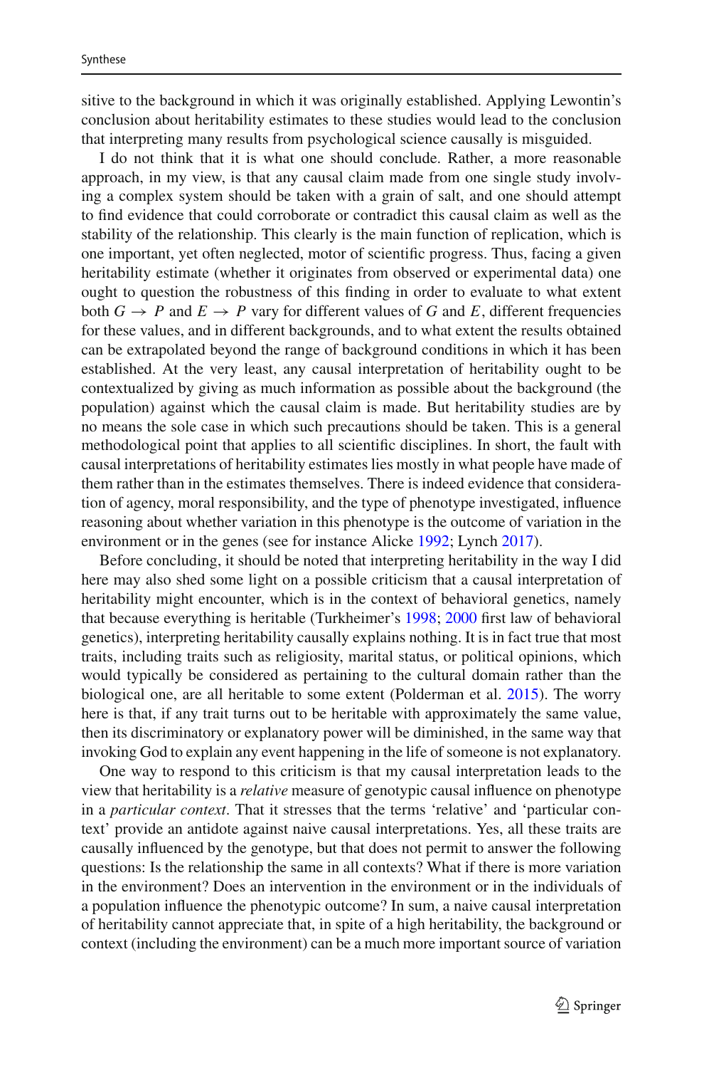sitive to the background in which it was originally established. Applying Lewontin's conclusion about heritability estimates to these studies would lead to the conclusion that interpreting many results from psychological science causally is misguided.

I do not think that it is what one should conclude. Rather, a more reasonable approach, in my view, is that any causal claim made from one single study involving a complex system should be taken with a grain of salt, and one should attempt to find evidence that could corroborate or contradict this causal claim as well as the stability of the relationship. This clearly is the main function of replication, which is one important, yet often neglected, motor of scientific progress. Thus, facing a given heritability estimate (whether it originates from observed or experimental data) one ought to question the robustness of this finding in order to evaluate to what extent both $G \rightarrow P$ and $E \rightarrow P$ vary for different values of $G$ and $E$, different frequencies for these values, and in different backgrounds, and to what extent the results obtained can be extrapolated beyond the range of background conditions in which it has been established. At the very least, any causal interpretation of heritability ought to be contextualized by giving as much information as possible about the background (the population) against which the causal claim is made. But heritability studies are by no means the sole case in which such precautions should be taken. This is a general methodological point that applies to all scientific disciplines. In short, the fault with causal interpretations of heritability estimates lies mostly in what people have made of them rather than in the estimates themselves. There is indeed evidence that consideration of agency, moral responsibility, and the type of phenotype investigated, influence reasoning about whether variation in this phenotype is the outcome of variation in the environment or in the genes (see for instance Alicke 1992; Lynch 2017).

Before concluding, it should be noted that interpreting heritability in the way I did here may also shed some light on a possible criticism that a causal interpretation of heritability might encounter, which is in the context of behavioral genetics, namely that because everything is heritable (Turkheimer's 1998; 2000 first law of behavioral genetics), interpreting heritability causally explains nothing. It is in fact true that most traits, including traits such as religiosity, marital status, or political opinions, which would typically be considered as pertaining to the cultural domain rather than the biological one, are all heritable to some extent (Polderman et al. 2015). The worry here is that, if any trait turns out to be heritable with approximately the same value, then its discriminatory or explanatory power will be diminished, in the same way that invoking God to explain any event happening in the life of someone is not explanatory.

One way to respond to this criticism is that my causal interpretation leads to the view that heritability is a *relative* measure of genotypic causal influence on phenotype in a *particular context*. That it stresses that the terms 'relative' and 'particular context' provide an antidote against naive causal interpretations. Yes, all these traits are causally influenced by the genotype, but that does not permit to answer the following questions: Is the relationship the same in all contexts? What if there is more variation in the environment? Does an intervention in the environment or in the individuals of a population influence the phenotypic outcome? In sum, a naive causal interpretation of heritability cannot appreciate that, in spite of a high heritability, the background or context (including the environment) can be a much more important source of variation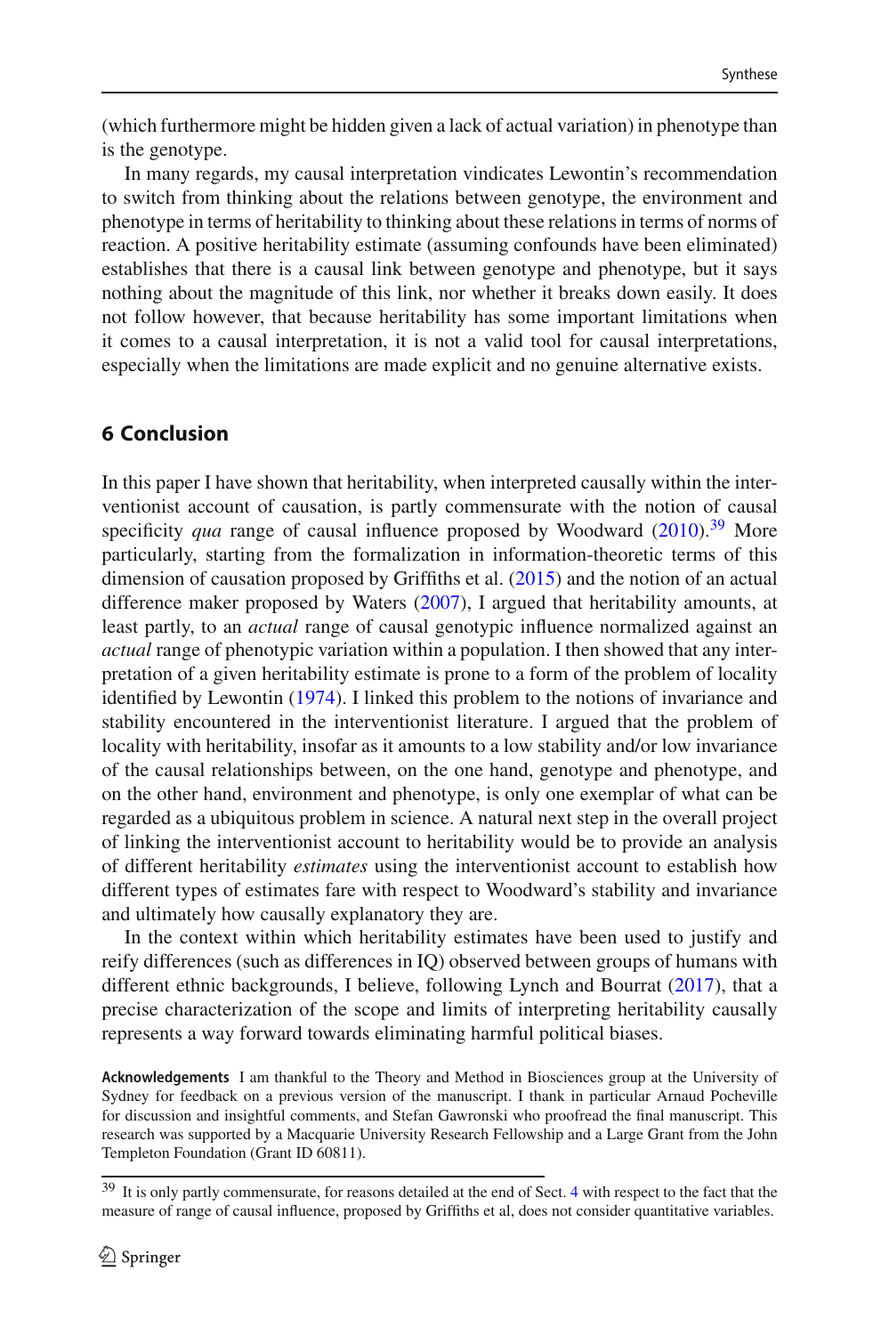(which furthermore might be hidden given a lack of actual variation) in phenotype than is the genotype.

In many regards, my causal interpretation vindicates Lewontin's recommendation to switch from thinking about the relations between genotype, the environment and phenotype in terms of heritability to thinking about these relations in terms of norms of reaction. A positive heritability estimate (assuming confounds have been eliminated) establishes that there is a causal link between genotype and phenotype, but it says nothing about the magnitude of this link, nor whether it breaks down easily. It does not follow however, that because heritability has some important limitations when it comes to a causal interpretation, it is not a valid tool for causal interpretations, especially when the limitations are made explicit and no genuine alternative exists.

## 6 Conclusion

In this paper I have shown that heritability, when interpreted causally within the interventionist account of causation, is partly commensurate with the notion of causal specificity *qua* range of causal influence proposed by Woodward (2010).[39] More particularly, starting from the formalization in information-theoretic terms of this dimension of causation proposed by Griffiths et al. (2015) and the notion of an actual difference maker proposed by Waters (2007), I argued that heritability amounts, at least partly, to an *actual* range of causal genotypic influence normalized against an *actual* range of phenotypic variation within a population. I then showed that any interpretation of a given heritability estimate is prone to a form of the problem of locality identified by Lewontin (1974). I linked this problem to the notions of invariance and stability encountered in the interventionist literature. I argued that the problem of locality with heritability, insofar as it amounts to a low stability and/or low invariance of the causal relationships between, on the one hand, genotype and phenotype, and on the other hand, environment and phenotype, is only one exemplar of what can be regarded as a ubiquitous problem in science. A natural next step in the overall project of linking the interventionist account to heritability would be to provide an analysis of different heritability *estimates* using the interventionist account to establish how different types of estimates fare with respect to Woodward's stability and invariance and ultimately how causally explanatory they are.

In the context within which heritability estimates have been used to justify and reify differences (such as differences in IQ) observed between groups of humans with different ethnic backgrounds, I believe, following Lynch and Bourrat (2017), that a precise characterization of the scope and limits of interpreting heritability causally represents a way forward towards eliminating harmful political biases.

**Acknowledgements** I am thankful to the Theory and Method in Biosciences group at the University of Sydney for feedback on a previous version of the manuscript. I thank in particular Arnaud Pocheville for discussion and insightful comments, and Stefan Gawronski who proofread the final manuscript. This research was supported by a Macquarie University Research Fellowship and a Large Grant from the John Templeton Foundation (Grant ID 60811).

[39] It is only partly commensurate, for reasons detailed at the end of Sect. 4 with respect to the fact that the measure of range of causal influence, proposed by Griffiths et al, does not consider quantitative variables.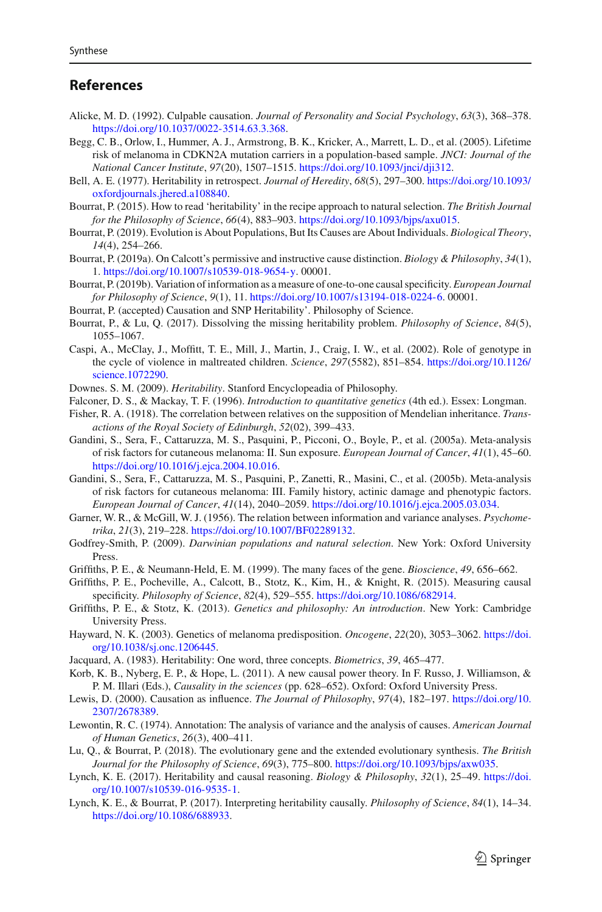## References

Alicke, M. D. (1992). Culpable causation. *Journal of Personality and Social Psychology*, *63*(3), 368–378. https://doi.org/10.1037/0022-3514.63.3.368.

Begg, C. B., Orlow, I., Hummer, A. J., Armstrong, B. K., Kricker, A., Marrett, L. D., et al. (2005). Lifetime risk of melanoma in CDKN2A mutation carriers in a population-based sample. *JNCI: Journal of the National Cancer Institute*, *97*(20), 1507–1515. https://doi.org/10.1093/jnci/dji312.

Bell, A. E. (1977). Heritability in retrospect. *Journal of Heredity*, *68*(5), 297–300. https://doi.org/10.1093/oxfordjournals.jhered.a108840.

Bourrat, P. (2015). How to read 'heritability' in the recipe approach to natural selection. *The British Journal for the Philosophy of Science*, *66*(4), 883–903. https://doi.org/10.1093/bjps/axu015.

Bourrat, P. (2019). Evolution is About Populations, But Its Causes are About Individuals. *Biological Theory*, *14*(4), 254–266.

Bourrat, P. (2019a). On Calcott's permissive and instructive cause distinction. *Biology & Philosophy*, *34*(1), 1. https://doi.org/10.1007/s10539-018-9654-y. 00001.

Bourrat, P. (2019b). Variation of information as a measure of one-to-one causal specificity. *European Journal for Philosophy of Science*, *9*(1), 11. https://doi.org/10.1007/s13194-018-0224-6. 00001.

Bourrat, P. (accepted) Causation and SNP Heritability'. Philosophy of Science.

Bourrat, P., & Lu, Q. (2017). Dissolving the missing heritability problem. *Philosophy of Science*, *84*(5), 1055–1067.

Caspi, A., McClay, J., Moffitt, T. E., Mill, J., Martin, J., Craig, I. W., et al. (2002). Role of genotype in the cycle of violence in maltreated children. *Science*, *297*(5582), 851–854. https://doi.org/10.1126/science.1072290.

Downes. S. M. (2009). *Heritability*. Stanford Encyclopeadia of Philosophy.

Falconer, D. S., & Mackay, T. F. (1996). *Introduction to quantitative genetics* (4th ed.). Essex: Longman.

Fisher, R. A. (1918). The correlation between relatives on the supposition of Mendelian inheritance. *Transactions of the Royal Society of Edinburgh*, *52*(02), 399–433.

Gandini, S., Sera, F., Cattaruzza, M. S., Pasquini, P., Picconi, O., Boyle, P., et al. (2005a). Meta-analysis of risk factors for cutaneous melanoma: II. Sun exposure. *European Journal of Cancer*, *41*(1), 45–60. https://doi.org/10.1016/j.ejca.2004.10.016.

Gandini, S., Sera, F., Cattaruzza, M. S., Pasquini, P., Zanetti, R., Masini, C., et al. (2005b). Meta-analysis of risk factors for cutaneous melanoma: III. Family history, actinic damage and phenotypic factors. *European Journal of Cancer*, *41*(14), 2040–2059. https://doi.org/10.1016/j.ejca.2005.03.034.

Garner, W. R., & McGill, W. J. (1956). The relation between information and variance analyses. *Psychometrika*, *21*(3), 219–228. https://doi.org/10.1007/BF02289132.

Godfrey-Smith, P. (2009). *Darwinian populations and natural selection*. New York: Oxford University Press.

Griffiths, P. E., & Neumann-Held, E. M. (1999). The many faces of the gene. *Bioscience*, *49*, 656–662.

Griffiths, P. E., Pocheville, A., Calcott, B., Stotz, K., Kim, H., & Knight, R. (2015). Measuring causal specificity. *Philosophy of Science*, *82*(4), 529–555. https://doi.org/10.1086/682914.

Griffiths, P. E., & Stotz, K. (2013). *Genetics and philosophy: An introduction*. New York: Cambridge University Press.

Hayward, N. K. (2003). Genetics of melanoma predisposition. *Oncogene*, *22*(20), 3053–3062. https://doi.org/10.1038/sj.onc.1206445.

Jacquard, A. (1983). Heritability: One word, three concepts. *Biometrics*, *39*, 465–477.

Korb, K. B., Nyberg, E. P., & Hope, L. (2011). A new causal power theory. In F. Russo, J. Williamson, & P. M. Illari (Eds.), *Causality in the sciences* (pp. 628–652). Oxford: Oxford University Press.

Lewis, D. (2000). Causation as influence. *The Journal of Philosophy*, *97*(4), 182–197. https://doi.org/10.2307/2678389.

Lewontin, R. C. (1974). Annotation: The analysis of variance and the analysis of causes. *American Journal of Human Genetics*, *26*(3), 400–411.

Lu, Q., & Bourrat, P. (2018). The evolutionary gene and the extended evolutionary synthesis. *The British Journal for the Philosophy of Science*, *69*(3), 775–800. https://doi.org/10.1093/bjps/axw035.

Lynch, K. E. (2017). Heritability and causal reasoning. *Biology & Philosophy*, *32*(1), 25–49. https://doi.org/10.1007/s10539-016-9535-1.

Lynch, K. E., & Bourrat, P. (2017). Interpreting heritability causally. *Philosophy of Science*, *84*(1), 14–34. https://doi.org/10.1086/688933.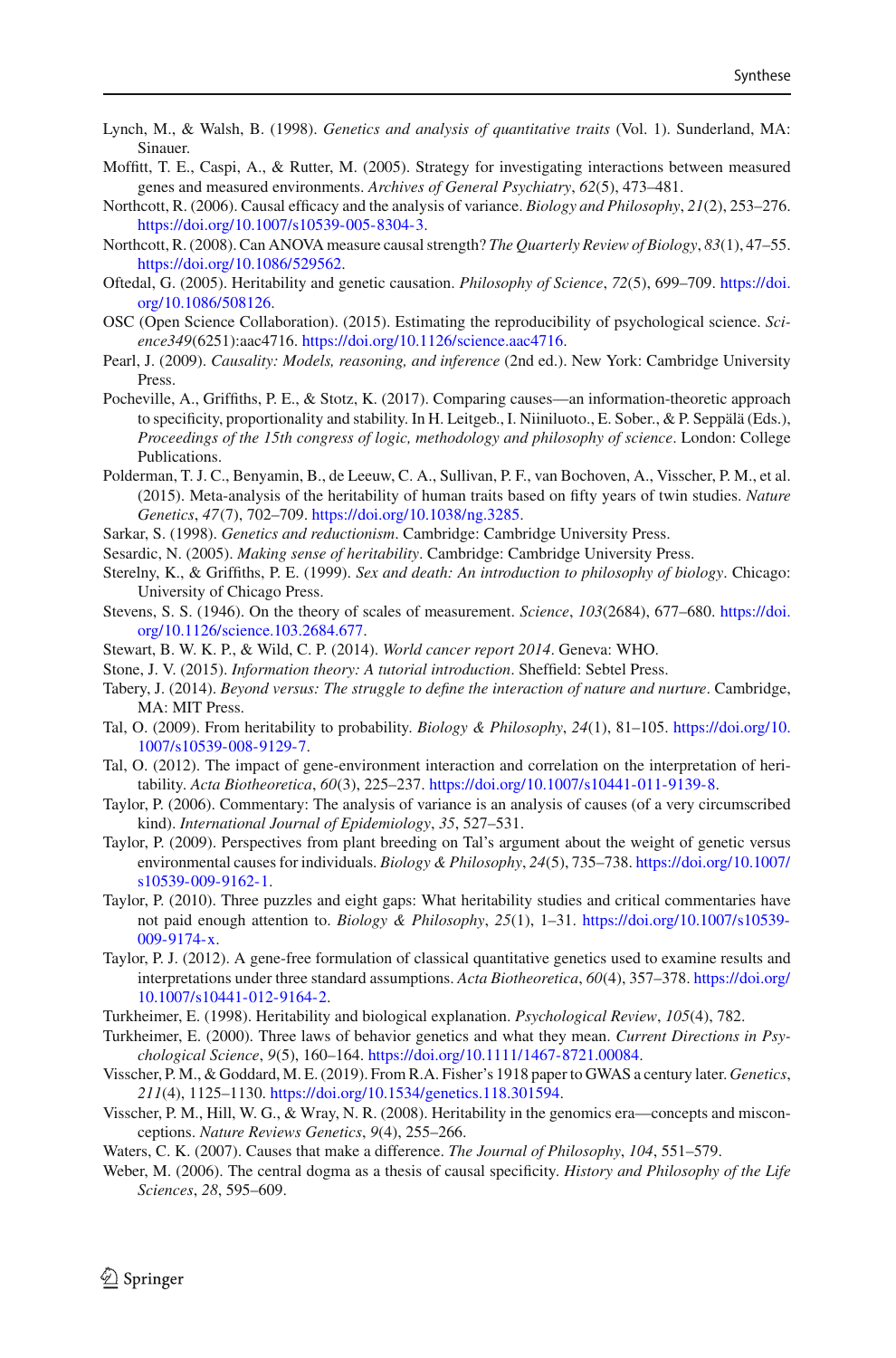Lynch, M., & Walsh, B. (1998). *Genetics and analysis of quantitative traits* (Vol. 1). Sunderland, MA: Sinauer.

Moffitt, T. E., Caspi, A., & Rutter, M. (2005). Strategy for investigating interactions between measured genes and measured environments. *Archives of General Psychiatry*, *62*(5), 473–481.

Northcott, R. (2006). Causal efficacy and the analysis of variance. *Biology and Philosophy*, *21*(2), 253–276. https://doi.org/10.1007/s10539-005-8304-3.

Northcott, R. (2008). Can ANOVA measure causal strength? *The Quarterly Review of Biology*, *83*(1), 47–55. https://doi.org/10.1086/529562.

Oftedal, G. (2005). Heritability and genetic causation. *Philosophy of Science*, *72*(5), 699–709. https://doi.org/10.1086/508126.

OSC (Open Science Collaboration). (2015). Estimating the reproducibility of psychological science. *Science349*(6251):aac4716. https://doi.org/10.1126/science.aac4716.

Pearl, J. (2009). *Causality: Models, reasoning, and inference* (2nd ed.). New York: Cambridge University Press.

Pocheville, A., Griffiths, P. E., & Stotz, K. (2017). Comparing causes—an information-theoretic approach to specificity, proportionality and stability. In H. Leitgeb., I. Niiniluoto., E. Sober., & P. Seppälä (Eds.), *Proceedings of the 15th congress of logic, methodology and philosophy of science*. London: College Publications.

Polderman, T. J. C., Benyamin, B., de Leeuw, C. A., Sullivan, P. F., van Bochoven, A., Visscher, P. M., et al. (2015). Meta-analysis of the heritability of human traits based on fifty years of twin studies. *Nature Genetics*, *47*(7), 702–709. https://doi.org/10.1038/ng.3285.

Sarkar, S. (1998). *Genetics and reductionism*. Cambridge: Cambridge University Press.

Sesardic, N. (2005). *Making sense of heritability*. Cambridge: Cambridge University Press.

Sterelny, K., & Griffiths, P. E. (1999). *Sex and death: An introduction to philosophy of biology*. Chicago: University of Chicago Press.

Stevens, S. S. (1946). On the theory of scales of measurement. *Science*, *103*(2684), 677–680. https://doi.org/10.1126/science.103.2684.677.

Stewart, B. W. K. P., & Wild, C. P. (2014). *World cancer report 2014*. Geneva: WHO.

Stone, J. V. (2015). *Information theory: A tutorial introduction*. Sheffield: Sebtel Press.

Tabery, J. (2014). *Beyond versus: The struggle to define the interaction of nature and nurture*. Cambridge, MA: MIT Press.

Tal, O. (2009). From heritability to probability. *Biology & Philosophy*, *24*(1), 81–105. https://doi.org/10.1007/s10539-008-9129-7.

Tal, O. (2012). The impact of gene-environment interaction and correlation on the interpretation of heritability. *Acta Biotheoretica*, *60*(3), 225–237. https://doi.org/10.1007/s10441-011-9139-8.

Taylor, P. (2006). Commentary: The analysis of variance is an analysis of causes (of a very circumscribed kind). *International Journal of Epidemiology*, *35*, 527–531.

Taylor, P. (2009). Perspectives from plant breeding on Tal's argument about the weight of genetic versus environmental causes for individuals. *Biology & Philosophy*, *24*(5), 735–738. https://doi.org/10.1007/s10539-009-9162-1.

Taylor, P. (2010). Three puzzles and eight gaps: What heritability studies and critical commentaries have not paid enough attention to. *Biology & Philosophy*, *25*(1), 1–31. https://doi.org/10.1007/s10539-009-9174-x.

Taylor, P. J. (2012). A gene-free formulation of classical quantitative genetics used to examine results and interpretations under three standard assumptions. *Acta Biotheoretica*, *60*(4), 357–378. https://doi.org/10.1007/s10441-012-9164-2.

Turkheimer, E. (1998). Heritability and biological explanation. *Psychological Review*, *105*(4), 782.

Turkheimer, E. (2000). Three laws of behavior genetics and what they mean. *Current Directions in Psychological Science*, *9*(5), 160–164. https://doi.org/10.1111/1467-8721.00084.

Visscher, P. M., & Goddard, M. E. (2019). From R.A. Fisher's 1918 paper to GWAS a century later. *Genetics*, *211*(4), 1125–1130. https://doi.org/10.1534/genetics.118.301594.

Visscher, P. M., Hill, W. G., & Wray, N. R. (2008). Heritability in the genomics era—concepts and misconceptions. *Nature Reviews Genetics*, *9*(4), 255–266.

Waters, C. K. (2007). Causes that make a difference. *The Journal of Philosophy*, *104*, 551–579.

Weber, M. (2006). The central dogma as a thesis of causal specificity. *History and Philosophy of the Life Sciences*, *28*, 595–609.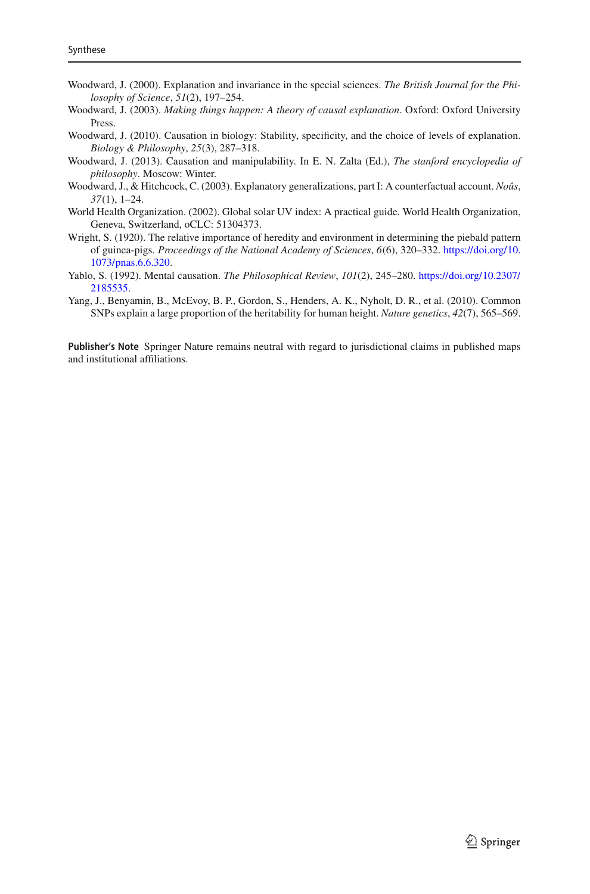Woodward, J. (2000). Explanation and invariance in the special sciences. *The British Journal for the Philosophy of Science*, *51*(2), 197–254.

Woodward, J. (2003). *Making things happen: A theory of causal explanation*. Oxford: Oxford University Press.

Woodward, J. (2010). Causation in biology: Stability, specificity, and the choice of levels of explanation. *Biology & Philosophy*, *25*(3), 287–318.

Woodward, J. (2013). Causation and manipulability. In E. N. Zalta (Ed.), *The stanford encyclopedia of philosophy*. Moscow: Winter.

Woodward, J., & Hitchcock, C. (2003). Explanatory generalizations, part I: A counterfactual account. *Noûs*, *37*(1), 1–24.

World Health Organization. (2002). Global solar UV index: A practical guide. World Health Organization, Geneva, Switzerland, oCLC: 51304373.

Wright, S. (1920). The relative importance of heredity and environment in determining the piebald pattern of guinea-pigs. *Proceedings of the National Academy of Sciences*, *6*(6), 320–332. https://doi.org/10.1073/pnas.6.6.320.

Yablo, S. (1992). Mental causation. *The Philosophical Review*, *101*(2), 245–280. https://doi.org/10.2307/2185535.

Yang, J., Benyamin, B., McEvoy, B. P., Gordon, S., Henders, A. K., Nyholt, D. R., et al. (2010). Common SNPs explain a large proportion of the heritability for human height. *Nature genetics*, *42*(7), 565–569.

**Publisher's Note** Springer Nature remains neutral with regard to jurisdictional claims in published maps and institutional affiliations.